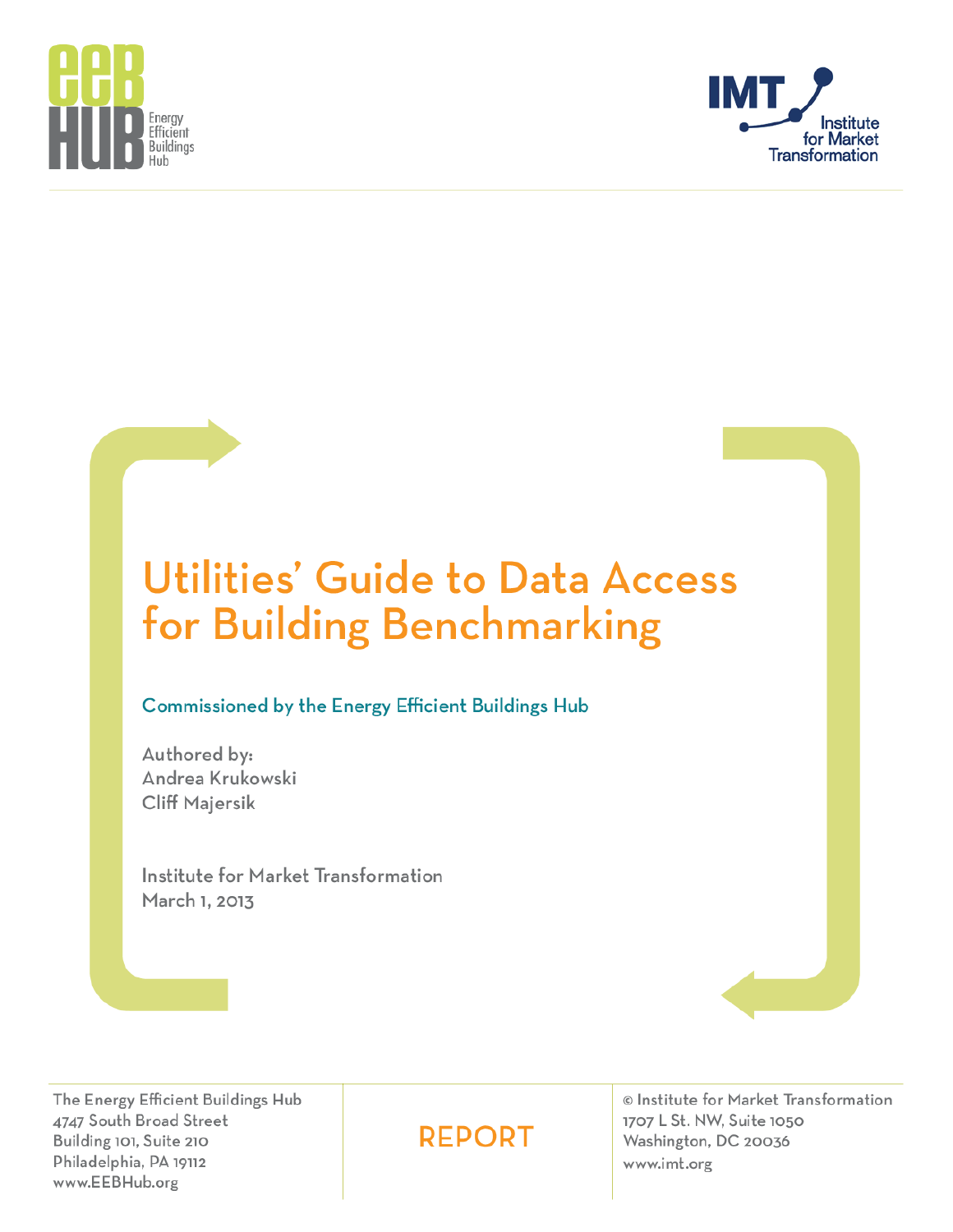Energy Efficient Buildings Hub

IMT Institute for Market Transformation

# Utilities' Guide to Data Access for Building Benchmarking

Commissioned by the Energy Efficient Buildings Hub

Authored by:
Andrea Krukowski
Cliff Majersik

Institute for Market Transformation
March 1, 2013

The Energy Efficient Buildings Hub
4747 South Broad Street
Building 101, Suite 210
Philadelphia, PA 19112
www.EEBHub.org

REPORT

© Institute for Market Transformation
1707 L St. NW, Suite 1050
Washington, DC 20036
www.imt.org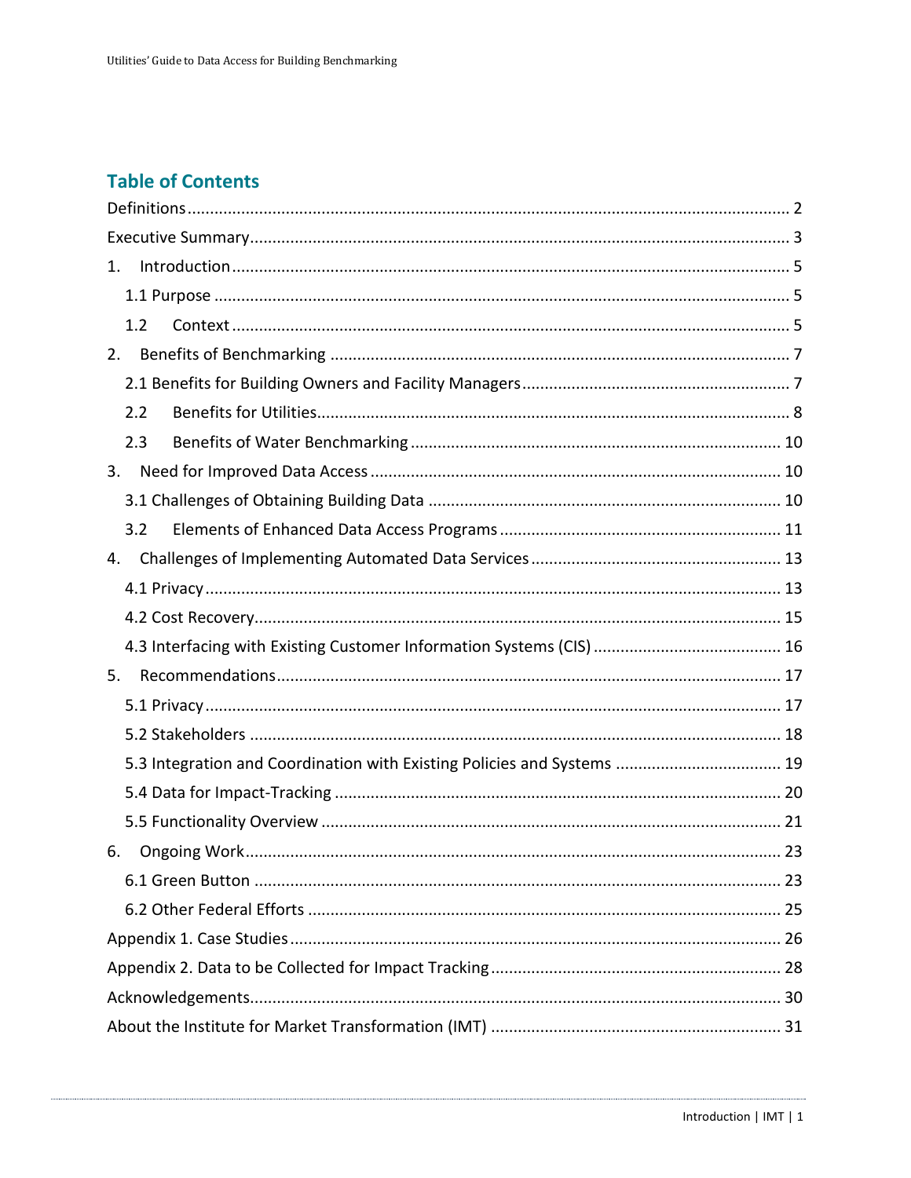## Table of Contents

Definitions ..... 2

Executive Summary ..... 3

1. Introduction ..... 5
   - 1.1 Purpose ..... 5
   - 1.2 Context ..... 5
2. Benefits of Benchmarking ..... 7
   - 2.1 Benefits for Building Owners and Facility Managers ..... 7
   - 2.2 Benefits for Utilities ..... 8
   - 2.3 Benefits of Water Benchmarking ..... 10
3. Need for Improved Data Access ..... 10
   - 3.1 Challenges of Obtaining Building Data ..... 10
   - 3.2 Elements of Enhanced Data Access Programs ..... 11
4. Challenges of Implementing Automated Data Services ..... 13
   - 4.1 Privacy ..... 13
   - 4.2 Cost Recovery ..... 15
   - 4.3 Interfacing with Existing Customer Information Systems (CIS) ..... 16
5. Recommendations ..... 17
   - 5.1 Privacy ..... 17
   - 5.2 Stakeholders ..... 18
   - 5.3 Integration and Coordination with Existing Policies and Systems ..... 19
   - 5.4 Data for Impact-Tracking ..... 20
   - 5.5 Functionality Overview ..... 21
6. Ongoing Work ..... 23
   - 6.1 Green Button ..... 23
   - 6.2 Other Federal Efforts ..... 25

Appendix 1. Case Studies ..... 26

Appendix 2. Data to be Collected for Impact Tracking ..... 28

Acknowledgements ..... 30

About the Institute for Market Transformation (IMT) ..... 31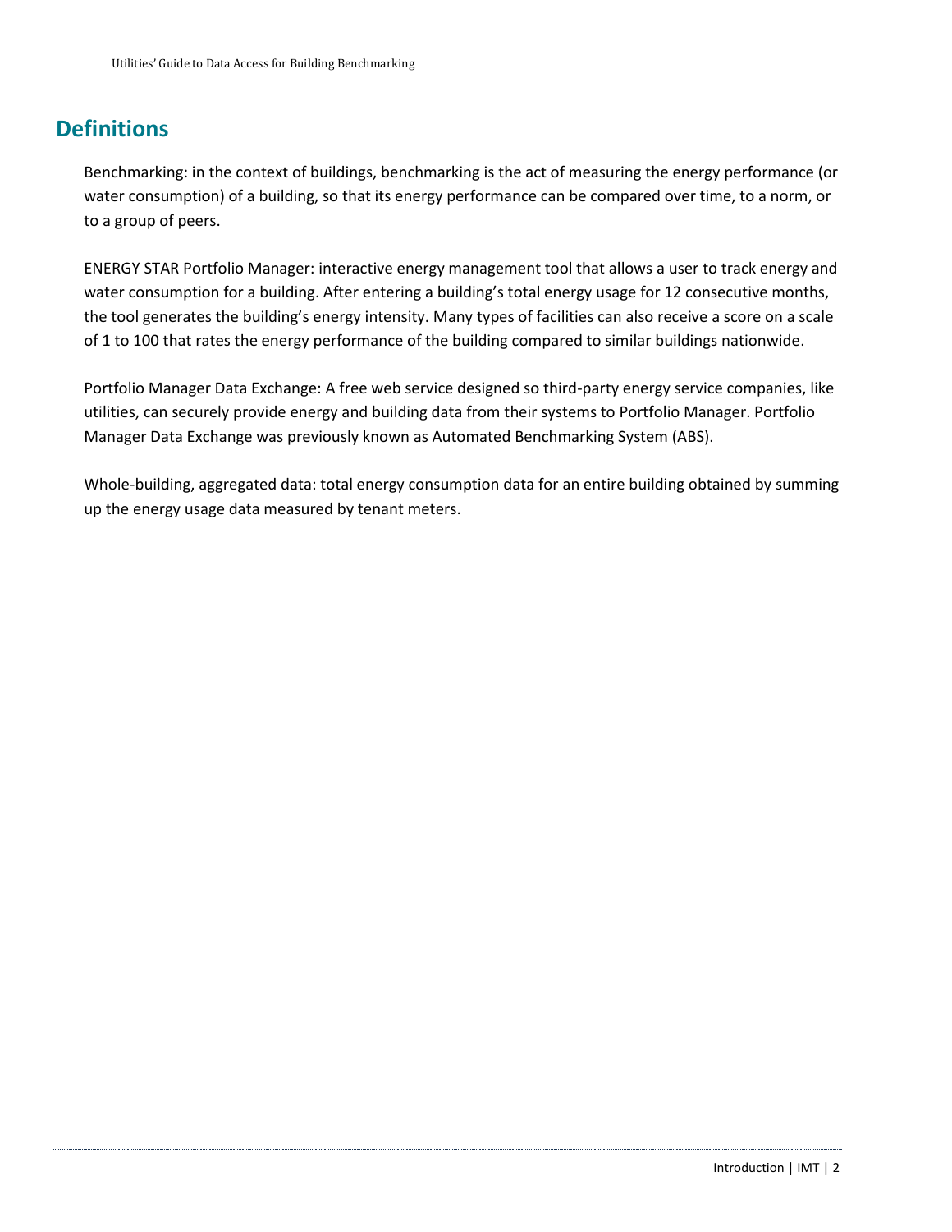## Definitions

Benchmarking: in the context of buildings, benchmarking is the act of measuring the energy performance (or water consumption) of a building, so that its energy performance can be compared over time, to a norm, or to a group of peers.

ENERGY STAR Portfolio Manager: interactive energy management tool that allows a user to track energy and water consumption for a building. After entering a building's total energy usage for 12 consecutive months, the tool generates the building's energy intensity. Many types of facilities can also receive a score on a scale of 1 to 100 that rates the energy performance of the building compared to similar buildings nationwide.

Portfolio Manager Data Exchange: A free web service designed so third-party energy service companies, like utilities, can securely provide energy and building data from their systems to Portfolio Manager. Portfolio Manager Data Exchange was previously known as Automated Benchmarking System (ABS).

Whole-building, aggregated data: total energy consumption data for an entire building obtained by summing up the energy usage data measured by tenant meters.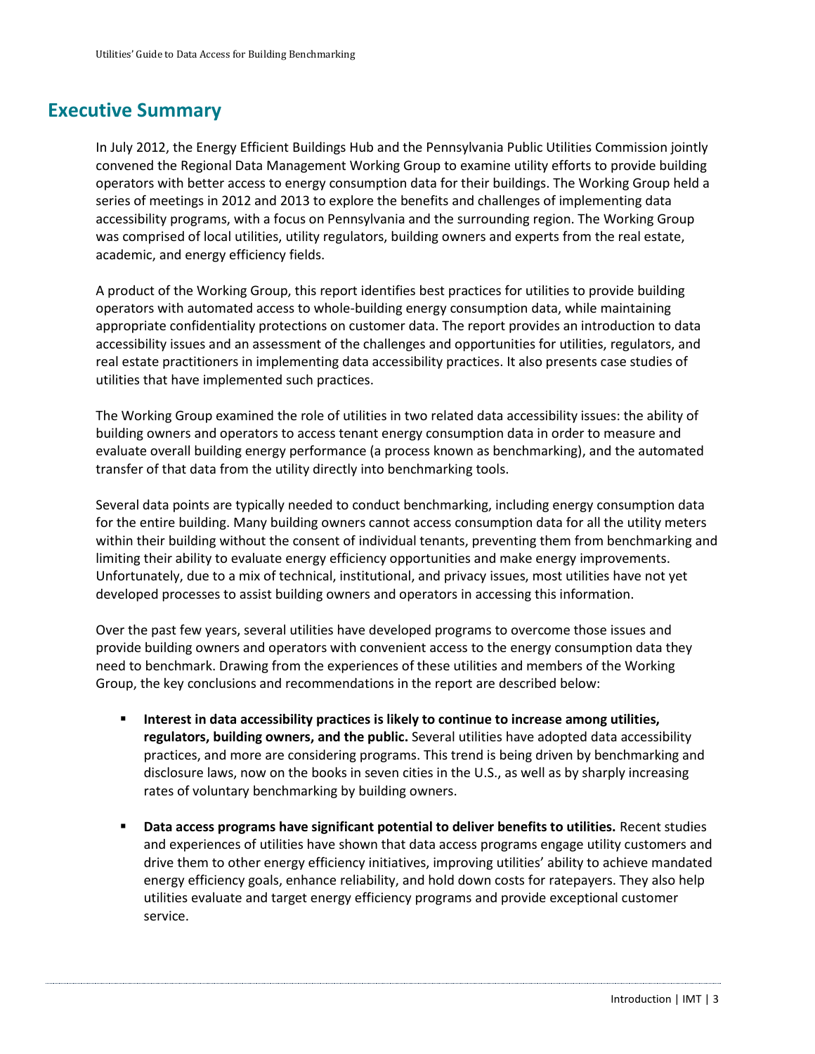## Executive Summary

In July 2012, the Energy Efficient Buildings Hub and the Pennsylvania Public Utilities Commission jointly convened the Regional Data Management Working Group to examine utility efforts to provide building operators with better access to energy consumption data for their buildings. The Working Group held a series of meetings in 2012 and 2013 to explore the benefits and challenges of implementing data accessibility programs, with a focus on Pennsylvania and the surrounding region. The Working Group was comprised of local utilities, utility regulators, building owners and experts from the real estate, academic, and energy efficiency fields.

A product of the Working Group, this report identifies best practices for utilities to provide building operators with automated access to whole-building energy consumption data, while maintaining appropriate confidentiality protections on customer data. The report provides an introduction to data accessibility issues and an assessment of the challenges and opportunities for utilities, regulators, and real estate practitioners in implementing data accessibility practices. It also presents case studies of utilities that have implemented such practices.

The Working Group examined the role of utilities in two related data accessibility issues: the ability of building owners and operators to access tenant energy consumption data in order to measure and evaluate overall building energy performance (a process known as benchmarking), and the automated transfer of that data from the utility directly into benchmarking tools.

Several data points are typically needed to conduct benchmarking, including energy consumption data for the entire building. Many building owners cannot access consumption data for all the utility meters within their building without the consent of individual tenants, preventing them from benchmarking and limiting their ability to evaluate energy efficiency opportunities and make energy improvements. Unfortunately, due to a mix of technical, institutional, and privacy issues, most utilities have not yet developed processes to assist building owners and operators in accessing this information.

Over the past few years, several utilities have developed programs to overcome those issues and provide building owners and operators with convenient access to the energy consumption data they need to benchmark. Drawing from the experiences of these utilities and members of the Working Group, the key conclusions and recommendations in the report are described below:

- **Interest in data accessibility practices is likely to continue to increase among utilities, regulators, building owners, and the public.** Several utilities have adopted data accessibility practices, and more are considering programs. This trend is being driven by benchmarking and disclosure laws, now on the books in seven cities in the U.S., as well as by sharply increasing rates of voluntary benchmarking by building owners.

- **Data access programs have significant potential to deliver benefits to utilities.** Recent studies and experiences of utilities have shown that data access programs engage utility customers and drive them to other energy efficiency initiatives, improving utilities' ability to achieve mandated energy efficiency goals, enhance reliability, and hold down costs for ratepayers. They also help utilities evaluate and target energy efficiency programs and provide exceptional customer service.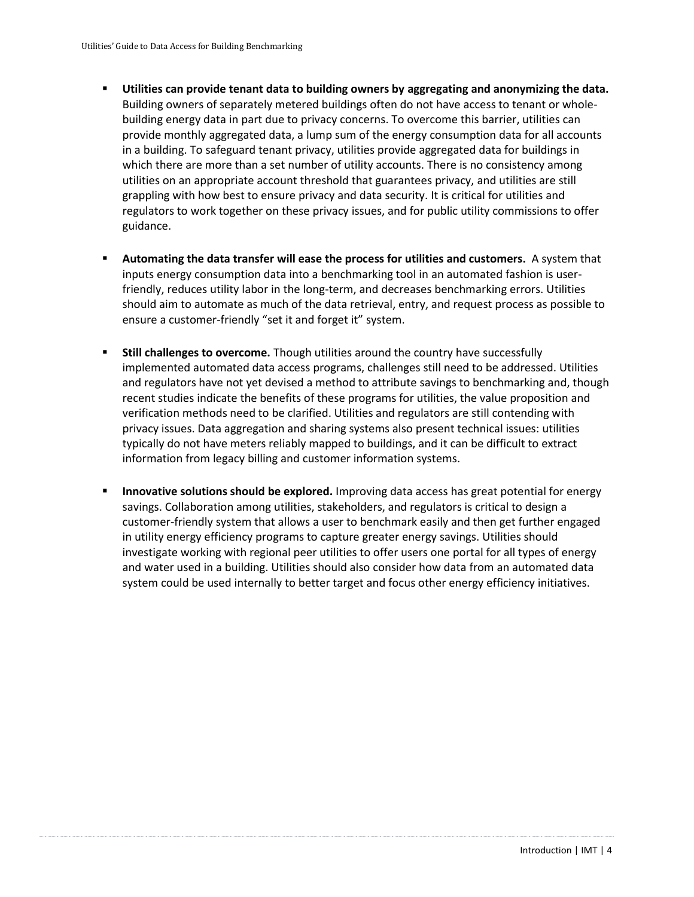- **Utilities can provide tenant data to building owners by aggregating and anonymizing the data.** Building owners of separately metered buildings often do not have access to tenant or whole-building energy data in part due to privacy concerns. To overcome this barrier, utilities can provide monthly aggregated data, a lump sum of the energy consumption data for all accounts in a building. To safeguard tenant privacy, utilities provide aggregated data for buildings in which there are more than a set number of utility accounts. There is no consistency among utilities on an appropriate account threshold that guarantees privacy, and utilities are still grappling with how best to ensure privacy and data security. It is critical for utilities and regulators to work together on these privacy issues, and for public utility commissions to offer guidance.

- **Automating the data transfer will ease the process for utilities and customers.** A system that inputs energy consumption data into a benchmarking tool in an automated fashion is user-friendly, reduces utility labor in the long-term, and decreases benchmarking errors. Utilities should aim to automate as much of the data retrieval, entry, and request process as possible to ensure a customer-friendly "set it and forget it" system.

- **Still challenges to overcome.** Though utilities around the country have successfully implemented automated data access programs, challenges still need to be addressed. Utilities and regulators have not yet devised a method to attribute savings to benchmarking and, though recent studies indicate the benefits of these programs for utilities, the value proposition and verification methods need to be clarified. Utilities and regulators are still contending with privacy issues. Data aggregation and sharing systems also present technical issues: utilities typically do not have meters reliably mapped to buildings, and it can be difficult to extract information from legacy billing and customer information systems.

- **Innovative solutions should be explored.** Improving data access has great potential for energy savings. Collaboration among utilities, stakeholders, and regulators is critical to design a customer-friendly system that allows a user to benchmark easily and then get further engaged in utility energy efficiency programs to capture greater energy savings. Utilities should investigate working with regional peer utilities to offer users one portal for all types of energy and water used in a building. Utilities should also consider how data from an automated data system could be used internally to better target and focus other energy efficiency initiatives.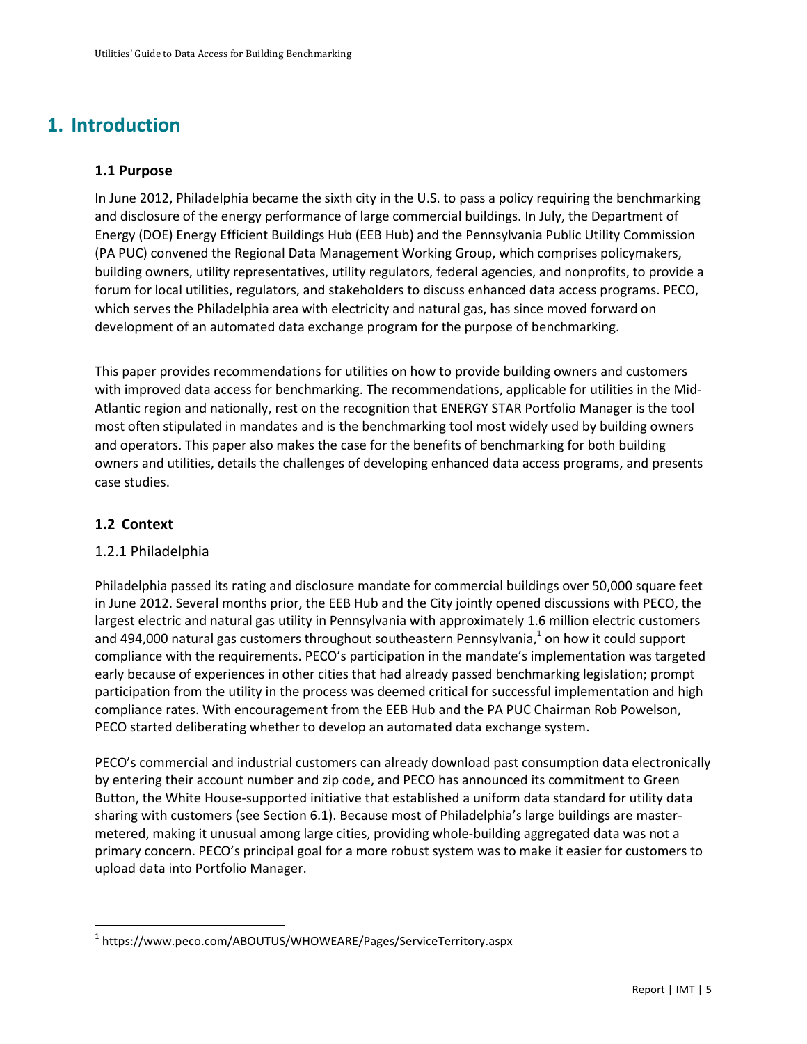# 1. Introduction

## 1.1 Purpose

In June 2012, Philadelphia became the sixth city in the U.S. to pass a policy requiring the benchmarking and disclosure of the energy performance of large commercial buildings. In July, the Department of Energy (DOE) Energy Efficient Buildings Hub (EEB Hub) and the Pennsylvania Public Utility Commission (PA PUC) convened the Regional Data Management Working Group, which comprises policymakers, building owners, utility representatives, utility regulators, federal agencies, and nonprofits, to provide a forum for local utilities, regulators, and stakeholders to discuss enhanced data access programs. PECO, which serves the Philadelphia area with electricity and natural gas, has since moved forward on development of an automated data exchange program for the purpose of benchmarking.

This paper provides recommendations for utilities on how to provide building owners and customers with improved data access for benchmarking. The recommendations, applicable for utilities in the Mid-Atlantic region and nationally, rest on the recognition that ENERGY STAR Portfolio Manager is the tool most often stipulated in mandates and is the benchmarking tool most widely used by building owners and operators. This paper also makes the case for the benefits of benchmarking for both building owners and utilities, details the challenges of developing enhanced data access programs, and presents case studies.

## 1.2 Context

### 1.2.1 Philadelphia

Philadelphia passed its rating and disclosure mandate for commercial buildings over 50,000 square feet in June 2012. Several months prior, the EEB Hub and the City jointly opened discussions with PECO, the largest electric and natural gas utility in Pennsylvania with approximately 1.6 million electric customers and 494,000 natural gas customers throughout southeastern Pennsylvania,[1] on how it could support compliance with the requirements. PECO's participation in the mandate's implementation was targeted early because of experiences in other cities that had already passed benchmarking legislation; prompt participation from the utility in the process was deemed critical for successful implementation and high compliance rates. With encouragement from the EEB Hub and the PA PUC Chairman Rob Powelson, PECO started deliberating whether to develop an automated data exchange system.

PECO's commercial and industrial customers can already download past consumption data electronically by entering their account number and zip code, and PECO has announced its commitment to Green Button, the White House-supported initiative that established a uniform data standard for utility data sharing with customers (see Section 6.1). Because most of Philadelphia's large buildings are master-metered, making it unusual among large cities, providing whole-building aggregated data was not a primary concern. PECO's principal goal for a more robust system was to make it easier for customers to upload data into Portfolio Manager.

[1] https://www.peco.com/ABOUTUS/WHOWEARE/Pages/ServiceTerritory.aspx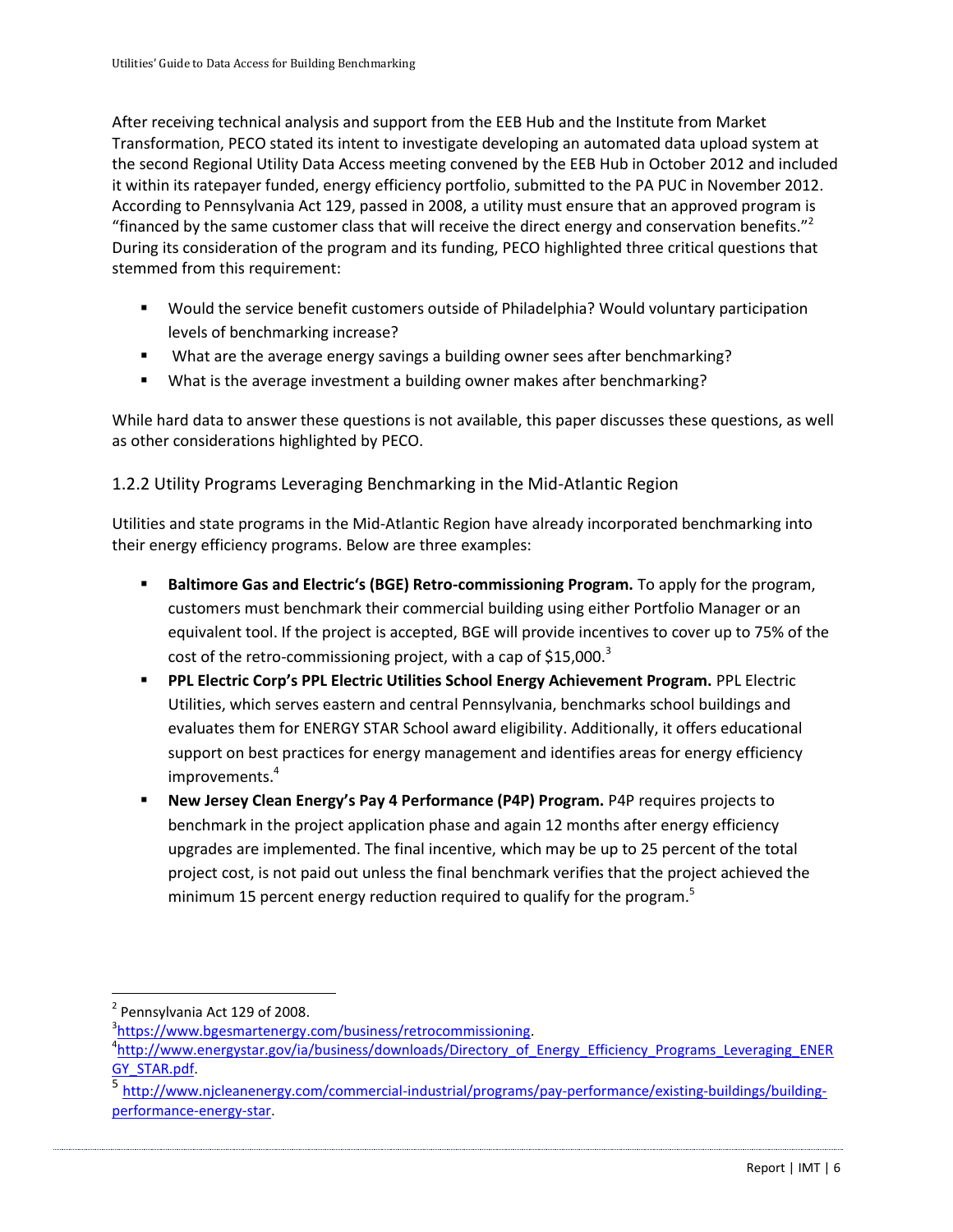After receiving technical analysis and support from the EEB Hub and the Institute from Market Transformation, PECO stated its intent to investigate developing an automated data upload system at the second Regional Utility Data Access meeting convened by the EEB Hub in October 2012 and included it within its ratepayer funded, energy efficiency portfolio, submitted to the PA PUC in November 2012. According to Pennsylvania Act 129, passed in 2008, a utility must ensure that an approved program is "financed by the same customer class that will receive the direct energy and conservation benefits."[2] During its consideration of the program and its funding, PECO highlighted three critical questions that stemmed from this requirement:

- Would the service benefit customers outside of Philadelphia? Would voluntary participation levels of benchmarking increase?
- What are the average energy savings a building owner sees after benchmarking?
- What is the average investment a building owner makes after benchmarking?

While hard data to answer these questions is not available, this paper discusses these questions, as well as other considerations highlighted by PECO.

### 1.2.2 Utility Programs Leveraging Benchmarking in the Mid-Atlantic Region

Utilities and state programs in the Mid-Atlantic Region have already incorporated benchmarking into their energy efficiency programs. Below are three examples:

- **Baltimore Gas and Electric's (BGE) Retro-commissioning Program.** To apply for the program, customers must benchmark their commercial building using either Portfolio Manager or an equivalent tool. If the project is accepted, BGE will provide incentives to cover up to 75% of the cost of the retro-commissioning project, with a cap of $15,000.[3]
- **PPL Electric Corp's PPL Electric Utilities School Energy Achievement Program.** PPL Electric Utilities, which serves eastern and central Pennsylvania, benchmarks school buildings and evaluates them for ENERGY STAR School award eligibility. Additionally, it offers educational support on best practices for energy management and identifies areas for energy efficiency improvements.[4]
- **New Jersey Clean Energy's Pay 4 Performance (P4P) Program.** P4P requires projects to benchmark in the project application phase and again 12 months after energy efficiency upgrades are implemented. The final incentive, which may be up to 25 percent of the total project cost, is not paid out unless the final benchmark verifies that the project achieved the minimum 15 percent energy reduction required to qualify for the program.[5]

---

[2] Pennsylvania Act 129 of 2008.

[3] https://www.bgesmartenergy.com/business/retrocommissioning.

[4] http://www.energystar.gov/ia/business/downloads/Directory_of_Energy_Efficiency_Programs_Leveraging_ENERGY_STAR.pdf.

[5] http://www.njcleanenergy.com/commercial-industrial/programs/pay-performance/existing-buildings/building-performance-energy-star.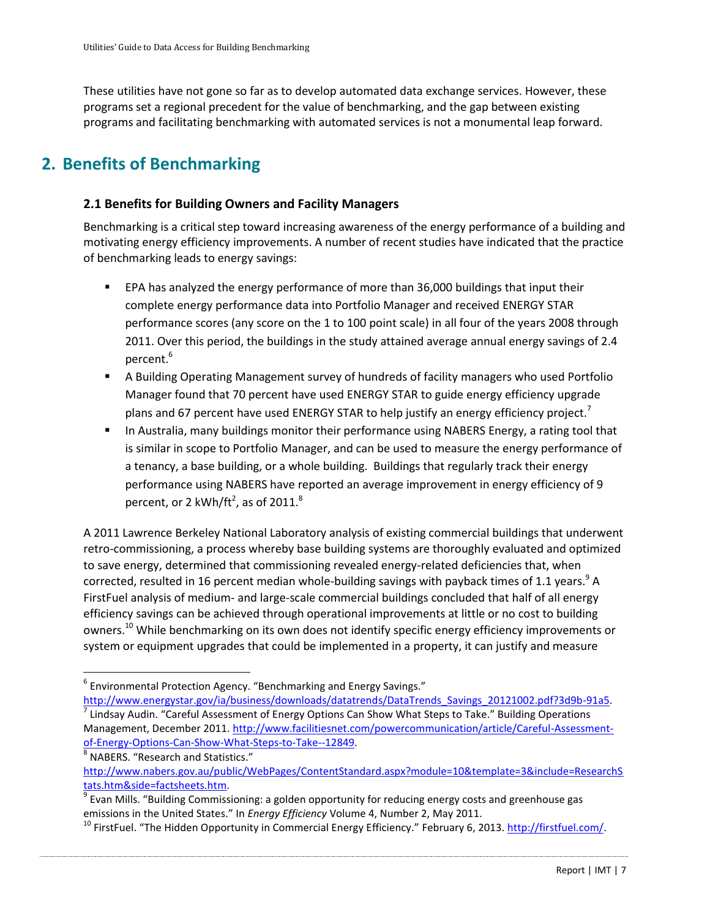These utilities have not gone so far as to develop automated data exchange services. However, these programs set a regional precedent for the value of benchmarking, and the gap between existing programs and facilitating benchmarking with automated services is not a monumental leap forward.

# 2. Benefits of Benchmarking

### 2.1 Benefits for Building Owners and Facility Managers

Benchmarking is a critical step toward increasing awareness of the energy performance of a building and motivating energy efficiency improvements. A number of recent studies have indicated that the practice of benchmarking leads to energy savings:

- EPA has analyzed the energy performance of more than 36,000 buildings that input their complete energy performance data into Portfolio Manager and received ENERGY STAR performance scores (any score on the 1 to 100 point scale) in all four of the years 2008 through 2011. Over this period, the buildings in the study attained average annual energy savings of 2.4 percent.[6]
- A Building Operating Management survey of hundreds of facility managers who used Portfolio Manager found that 70 percent have used ENERGY STAR to guide energy efficiency upgrade plans and 67 percent have used ENERGY STAR to help justify an energy efficiency project.[7]
- In Australia, many buildings monitor their performance using NABERS Energy, a rating tool that is similar in scope to Portfolio Manager, and can be used to measure the energy performance of a tenancy, a base building, or a whole building. Buildings that regularly track their energy performance using NABERS have reported an average improvement in energy efficiency of 9 percent, or 2 kWh/ft$^2$, as of 2011.[8]

A 2011 Lawrence Berkeley National Laboratory analysis of existing commercial buildings that underwent retro-commissioning, a process whereby base building systems are thoroughly evaluated and optimized to save energy, determined that commissioning revealed energy-related deficiencies that, when corrected, resulted in 16 percent median whole-building savings with payback times of 1.1 years.[9] A FirstFuel analysis of medium- and large-scale commercial buildings concluded that half of all energy efficiency savings can be achieved through operational improvements at little or no cost to building owners.[10] While benchmarking on its own does not identify specific energy efficiency improvements or system or equipment upgrades that could be implemented in a property, it can justify and measure

---

[6] Environmental Protection Agency. "Benchmarking and Energy Savings." http://www.energystar.gov/ia/business/downloads/datatrends/DataTrends_Savings_20121002.pdf?3d9b-91a5.

[7] Lindsay Audin. "Careful Assessment of Energy Options Can Show What Steps to Take." Building Operations Management, December 2011. http://www.facilitiesnet.com/powercommunication/article/Careful-Assessment-of-Energy-Options-Can-Show-What-Steps-to-Take--12849.

[8] NABERS. "Research and Statistics." http://www.nabers.gov.au/public/WebPages/ContentStandard.aspx?module=10&template=3&include=ResearchStats.htm&side=factsheets.htm.

[9] Evan Mills. "Building Commissioning: a golden opportunity for reducing energy costs and greenhouse gas emissions in the United States." In *Energy Efficiency* Volume 4, Number 2, May 2011.

[10] FirstFuel. "The Hidden Opportunity in Commercial Energy Efficiency." February 6, 2013. http://firstfuel.com/.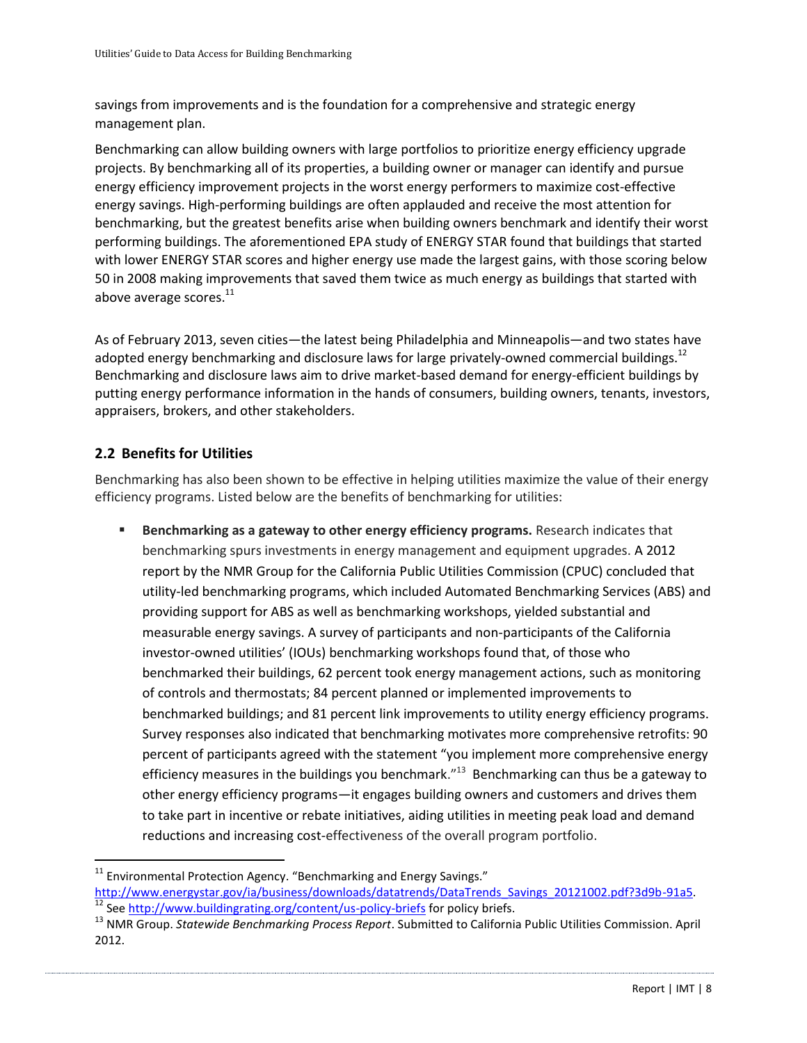savings from improvements and is the foundation for a comprehensive and strategic energy management plan.

Benchmarking can allow building owners with large portfolios to prioritize energy efficiency upgrade projects. By benchmarking all of its properties, a building owner or manager can identify and pursue energy efficiency improvement projects in the worst energy performers to maximize cost-effective energy savings. High-performing buildings are often applauded and receive the most attention for benchmarking, but the greatest benefits arise when building owners benchmark and identify their worst performing buildings. The aforementioned EPA study of ENERGY STAR found that buildings that started with lower ENERGY STAR scores and higher energy use made the largest gains, with those scoring below 50 in 2008 making improvements that saved them twice as much energy as buildings that started with above average scores.[11]

As of February 2013, seven cities—the latest being Philadelphia and Minneapolis—and two states have adopted energy benchmarking and disclosure laws for large privately-owned commercial buildings.[12] Benchmarking and disclosure laws aim to drive market-based demand for energy-efficient buildings by putting energy performance information in the hands of consumers, building owners, tenants, investors, appraisers, brokers, and other stakeholders.

## 2.2 Benefits for Utilities

Benchmarking has also been shown to be effective in helping utilities maximize the value of their energy efficiency programs. Listed below are the benefits of benchmarking for utilities:

- **Benchmarking as a gateway to other energy efficiency programs.** Research indicates that benchmarking spurs investments in energy management and equipment upgrades. A 2012 report by the NMR Group for the California Public Utilities Commission (CPUC) concluded that utility-led benchmarking programs, which included Automated Benchmarking Services (ABS) and providing support for ABS as well as benchmarking workshops, yielded substantial and measurable energy savings. A survey of participants and non-participants of the California investor-owned utilities' (IOUs) benchmarking workshops found that, of those who benchmarked their buildings, 62 percent took energy management actions, such as monitoring of controls and thermostats; 84 percent planned or implemented improvements to benchmarked buildings; and 81 percent link improvements to utility energy efficiency programs. Survey responses also indicated that benchmarking motivates more comprehensive retrofits: 90 percent of participants agreed with the statement "you implement more comprehensive energy efficiency measures in the buildings you benchmark."[13] Benchmarking can thus be a gateway to other energy efficiency programs—it engages building owners and customers and drives them to take part in incentive or rebate initiatives, aiding utilities in meeting peak load and demand reductions and increasing cost-effectiveness of the overall program portfolio.

---

[11] Environmental Protection Agency. "Benchmarking and Energy Savings." http://www.energystar.gov/ia/business/downloads/datatrends/DataTrends_Savings_20121002.pdf?3d9b-91a5.

[12] See http://www.buildingrating.org/content/us-policy-briefs for policy briefs.

[13] NMR Group. *Statewide Benchmarking Process Report*. Submitted to California Public Utilities Commission. April 2012.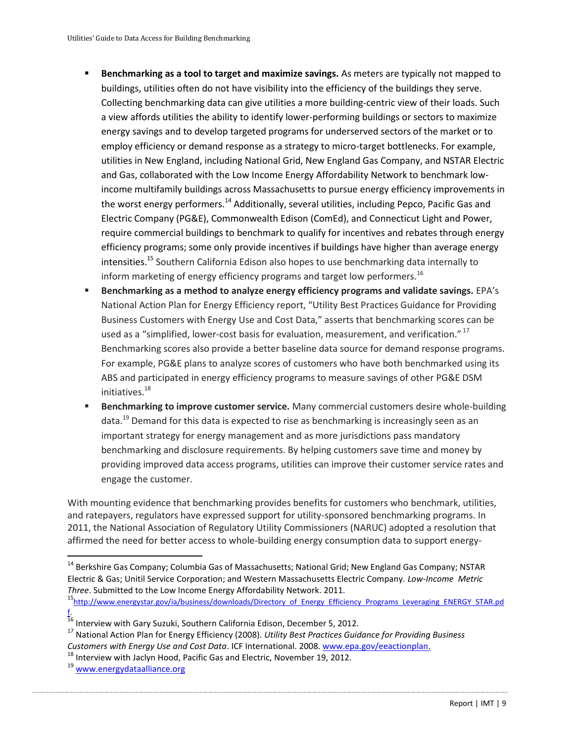- **Benchmarking as a tool to target and maximize savings.** As meters are typically not mapped to buildings, utilities often do not have visibility into the efficiency of the buildings they serve. Collecting benchmarking data can give utilities a more building-centric view of their loads. Such a view affords utilities the ability to identify lower-performing buildings or sectors to maximize energy savings and to develop targeted programs for underserved sectors of the market or to employ efficiency or demand response as a strategy to micro-target bottlenecks. For example, utilities in New England, including National Grid, New England Gas Company, and NSTAR Electric and Gas, collaborated with the Low Income Energy Affordability Network to benchmark low-income multifamily buildings across Massachusetts to pursue energy efficiency improvements in the worst energy performers.[14] Additionally, several utilities, including Pepco, Pacific Gas and Electric Company (PG&E), Commonwealth Edison (ComEd), and Connecticut Light and Power, require commercial buildings to benchmark to qualify for incentives and rebates through energy efficiency programs; some only provide incentives if buildings have higher than average energy intensities.[15] Southern California Edison also hopes to use benchmarking data internally to inform marketing of energy efficiency programs and target low performers.[16]
- **Benchmarking as a method to analyze energy efficiency programs and validate savings.** EPA's National Action Plan for Energy Efficiency report, "Utility Best Practices Guidance for Providing Business Customers with Energy Use and Cost Data," asserts that benchmarking scores can be used as a "simplified, lower-cost basis for evaluation, measurement, and verification." [17] Benchmarking scores also provide a better baseline data source for demand response programs. For example, PG&E plans to analyze scores of customers who have both benchmarked using its ABS and participated in energy efficiency programs to measure savings of other PG&E DSM initiatives.[18]
- **Benchmarking to improve customer service.** Many commercial customers desire whole-building data.[19] Demand for this data is expected to rise as benchmarking is increasingly seen as an important strategy for energy management and as more jurisdictions pass mandatory benchmarking and disclosure requirements. By helping customers save time and money by providing improved data access programs, utilities can improve their customer service rates and engage the customer.

With mounting evidence that benchmarking provides benefits for customers who benchmark, utilities, and ratepayers, regulators have expressed support for utility-sponsored benchmarking programs. In 2011, the National Association of Regulatory Utility Commissioners (NARUC) adopted a resolution that affirmed the need for better access to whole-building energy consumption data to support energy-

---

[14] Berkshire Gas Company; Columbia Gas of Massachusetts; National Grid; New England Gas Company; NSTAR Electric & Gas; Unitil Service Corporation; and Western Massachusetts Electric Company. *Low-Income Metric Three*. Submitted to the Low Income Energy Affordability Network. 2011.

[15] http://www.energystar.gov/ia/business/downloads/Directory_of_Energy_Efficiency_Programs_Leveraging_ENERGY_STAR.pdf.

[16] Interview with Gary Suzuki, Southern California Edison, December 5, 2012.

[17] National Action Plan for Energy Efficiency (2008). *Utility Best Practices Guidance for Providing Business Customers with Energy Use and Cost Data*. ICF International. 2008. www.epa.gov/eeactionplan.

[18] Interview with Jaclyn Hood, Pacific Gas and Electric, November 19, 2012.

[19] www.energydataalliance.org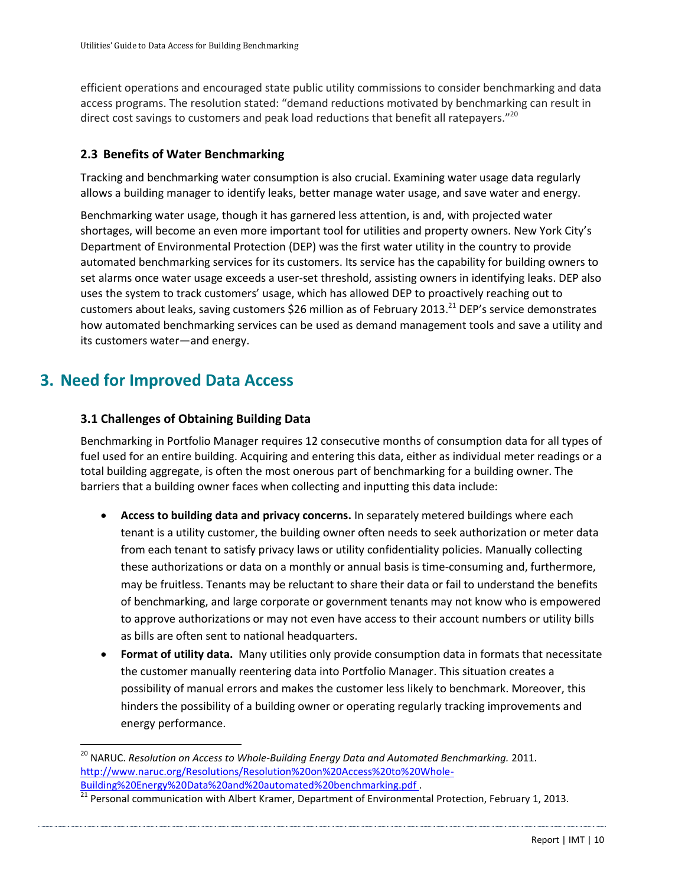efficient operations and encouraged state public utility commissions to consider benchmarking and data access programs. The resolution stated: "demand reductions motivated by benchmarking can result in direct cost savings to customers and peak load reductions that benefit all ratepayers."[20]

### 2.3 Benefits of Water Benchmarking

Tracking and benchmarking water consumption is also crucial. Examining water usage data regularly allows a building manager to identify leaks, better manage water usage, and save water and energy.

Benchmarking water usage, though it has garnered less attention, is and, with projected water shortages, will become an even more important tool for utilities and property owners. New York City's Department of Environmental Protection (DEP) was the first water utility in the country to provide automated benchmarking services for its customers. Its service has the capability for building owners to set alarms once water usage exceeds a user-set threshold, assisting owners in identifying leaks. DEP also uses the system to track customers' usage, which has allowed DEP to proactively reaching out to customers about leaks, saving customers $26 million as of February 2013.[21] DEP's service demonstrates how automated benchmarking services can be used as demand management tools and save a utility and its customers water—and energy.

## 3. Need for Improved Data Access

### 3.1 Challenges of Obtaining Building Data

Benchmarking in Portfolio Manager requires 12 consecutive months of consumption data for all types of fuel used for an entire building. Acquiring and entering this data, either as individual meter readings or a total building aggregate, is often the most onerous part of benchmarking for a building owner. The barriers that a building owner faces when collecting and inputting this data include:

- **Access to building data and privacy concerns.** In separately metered buildings where each tenant is a utility customer, the building owner often needs to seek authorization or meter data from each tenant to satisfy privacy laws or utility confidentiality policies. Manually collecting these authorizations or data on a monthly or annual basis is time-consuming and, furthermore, may be fruitless. Tenants may be reluctant to share their data or fail to understand the benefits of benchmarking, and large corporate or government tenants may not know who is empowered to approve authorizations or may not even have access to their account numbers or utility bills as bills are often sent to national headquarters.
- **Format of utility data.** Many utilities only provide consumption data in formats that necessitate the customer manually reentering data into Portfolio Manager. This situation creates a possibility of manual errors and makes the customer less likely to benchmark. Moreover, this hinders the possibility of a building owner or operating regularly tracking improvements and energy performance.

---

[20] NARUC. *Resolution on Access to Whole-Building Energy Data and Automated Benchmarking.* 2011. http://www.naruc.org/Resolutions/Resolution%20on%20Access%20to%20Whole-Building%20Energy%20Data%20and%20automated%20benchmarking.pdf .

[21] Personal communication with Albert Kramer, Department of Environmental Protection, February 1, 2013.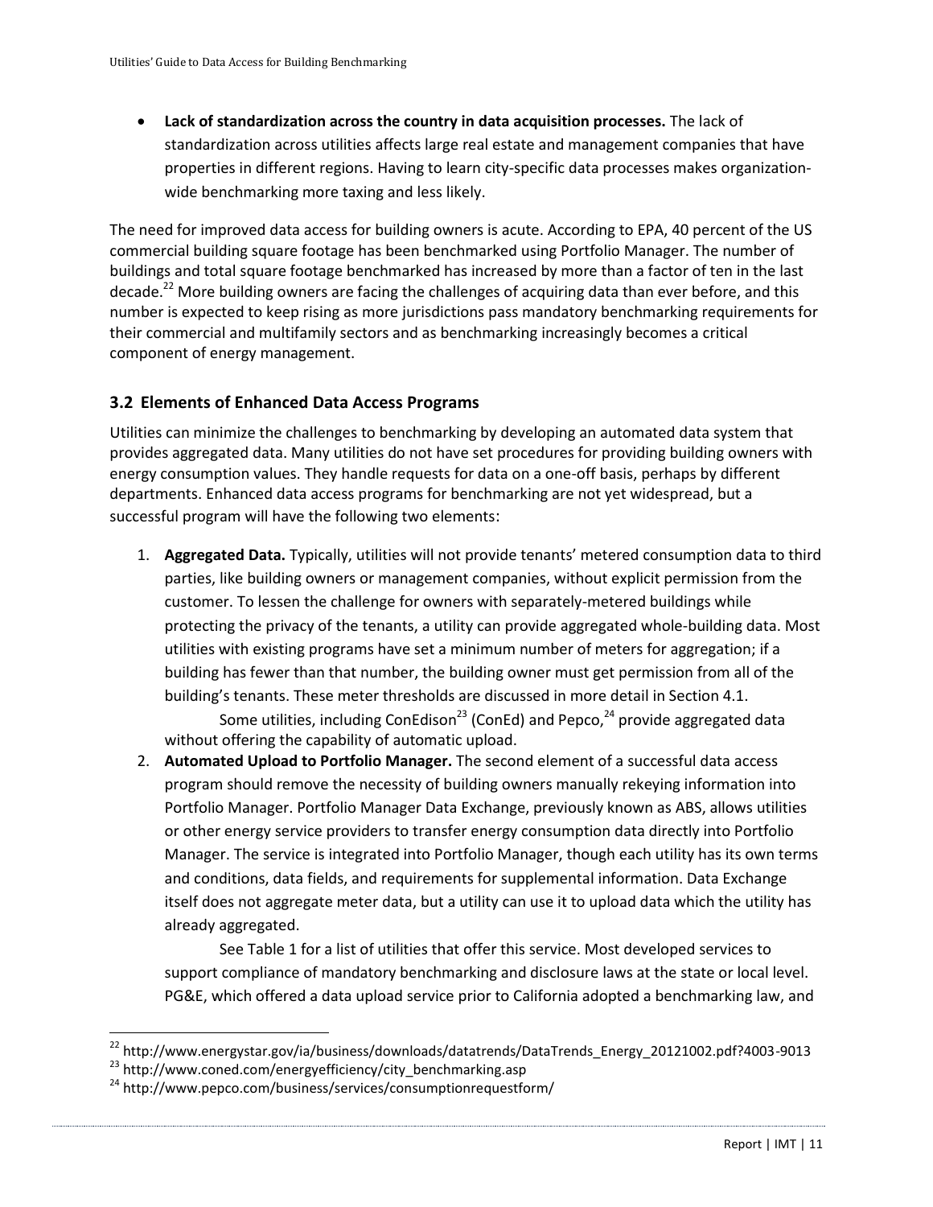- **Lack of standardization across the country in data acquisition processes.** The lack of standardization across utilities affects large real estate and management companies that have properties in different regions. Having to learn city-specific data processes makes organization-wide benchmarking more taxing and less likely.

The need for improved data access for building owners is acute. According to EPA, 40 percent of the US commercial building square footage has been benchmarked using Portfolio Manager. The number of buildings and total square footage benchmarked has increased by more than a factor of ten in the last decade.[22] More building owners are facing the challenges of acquiring data than ever before, and this number is expected to keep rising as more jurisdictions pass mandatory benchmarking requirements for their commercial and multifamily sectors and as benchmarking increasingly becomes a critical component of energy management.

### 3.2 Elements of Enhanced Data Access Programs

Utilities can minimize the challenges to benchmarking by developing an automated data system that provides aggregated data. Many utilities do not have set procedures for providing building owners with energy consumption values. They handle requests for data on a one-off basis, perhaps by different departments. Enhanced data access programs for benchmarking are not yet widespread, but a successful program will have the following two elements:

1. **Aggregated Data.** Typically, utilities will not provide tenants' metered consumption data to third parties, like building owners or management companies, without explicit permission from the customer. To lessen the challenge for owners with separately-metered buildings while protecting the privacy of the tenants, a utility can provide aggregated whole-building data. Most utilities with existing programs have set a minimum number of meters for aggregation; if a building has fewer than that number, the building owner must get permission from all of the building's tenants. These meter thresholds are discussed in more detail in Section 4.1.

   Some utilities, including ConEdison[23] (ConEd) and Pepco,[24] provide aggregated data without offering the capability of automatic upload.

2. **Automated Upload to Portfolio Manager.** The second element of a successful data access program should remove the necessity of building owners manually rekeying information into Portfolio Manager. Portfolio Manager Data Exchange, previously known as ABS, allows utilities or other energy service providers to transfer energy consumption data directly into Portfolio Manager. The service is integrated into Portfolio Manager, though each utility has its own terms and conditions, data fields, and requirements for supplemental information. Data Exchange itself does not aggregate meter data, but a utility can use it to upload data which the utility has already aggregated.

   See Table 1 for a list of utilities that offer this service. Most developed services to support compliance of mandatory benchmarking and disclosure laws at the state or local level. PG&E, which offered a data upload service prior to California adopted a benchmarking law, and

---

[22] http://www.energystar.gov/ia/business/downloads/datatrends/DataTrends_Energy_20121002.pdf?4003-9013

[23] http://www.coned.com/energyefficiency/city_benchmarking.asp

[24] http://www.pepco.com/business/services/consumptionrequestform/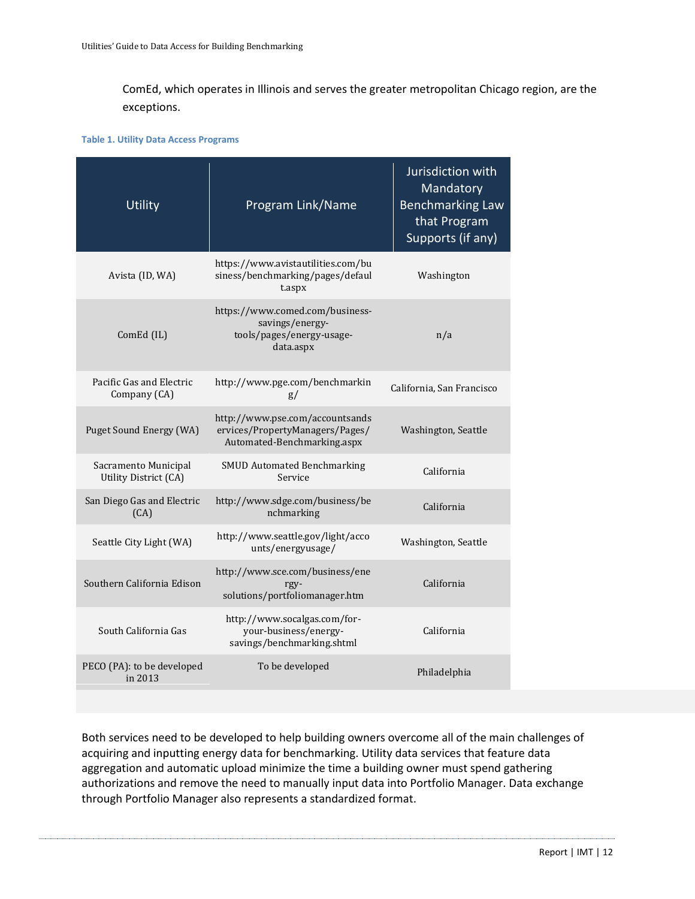ComEd, which operates in Illinois and serves the greater metropolitan Chicago region, are the exceptions.

**Table 1. Utility Data Access Programs**

| Utility | Program Link/Name | Jurisdiction with Mandatory Benchmarking Law that Program Supports (if any) |
|---|---|---|
| Avista (ID, WA) | https://www.avistautilities.com/business/benchmarking/pages/default.aspx | Washington |
| ComEd (IL) | https://www.comed.com/business-savings/energy-tools/pages/energy-usage-data.aspx | n/a |
| Pacific Gas and Electric Company (CA) | http://www.pge.com/benchmarking/ | California, San Francisco |
| Puget Sound Energy (WA) | http://www.pse.com/accountsandservices/PropertyManagers/Pages/Automated-Benchmarking.aspx | Washington, Seattle |
| Sacramento Municipal Utility District (CA) | SMUD Automated Benchmarking Service | California |
| San Diego Gas and Electric (CA) | http://www.sdge.com/business/benchmarking | California |
| Seattle City Light (WA) | http://www.seattle.gov/light/accounts/energyusage/ | Washington, Seattle |
| Southern California Edison | http://www.sce.com/business/energy-solutions/portfoliomanager.htm | California |
| South California Gas | http://www.socalgas.com/for-your-business/energy-savings/benchmarking.shtml | California |
| PECO (PA): to be developed in 2013 | To be developed | Philadelphia |

Both services need to be developed to help building owners overcome all of the main challenges of acquiring and inputting energy data for benchmarking. Utility data services that feature data aggregation and automatic upload minimize the time a building owner must spend gathering authorizations and remove the need to manually input data into Portfolio Manager. Data exchange through Portfolio Manager also represents a standardized format.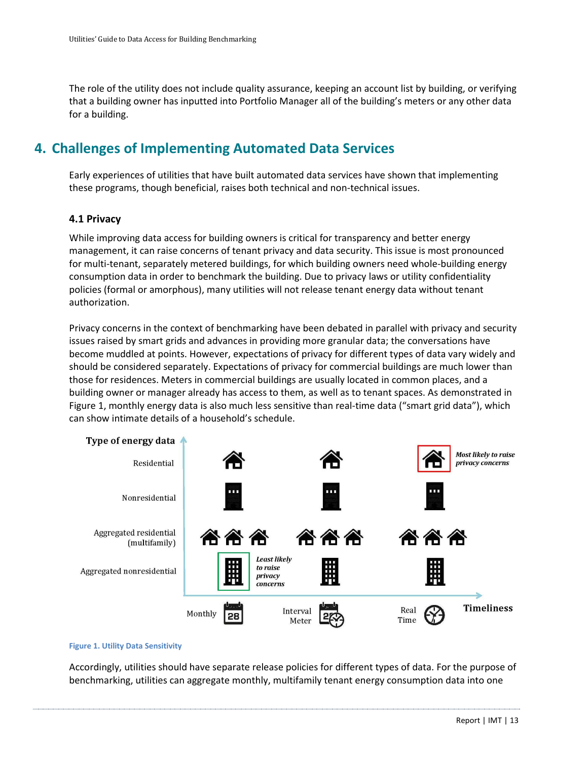The role of the utility does not include quality assurance, keeping an account list by building, or verifying that a building owner has inputted into Portfolio Manager all of the building's meters or any other data for a building.

## 4. Challenges of Implementing Automated Data Services

Early experiences of utilities that have built automated data services have shown that implementing these programs, though beneficial, raises both technical and non-technical issues.

### 4.1 Privacy

While improving data access for building owners is critical for transparency and better energy management, it can raise concerns of tenant privacy and data security. This issue is most pronounced for multi-tenant, separately metered buildings, for which building owners need whole-building energy consumption data in order to benchmark the building. Due to privacy laws or utility confidentiality policies (formal or amorphous), many utilities will not release tenant energy data without tenant authorization.

Privacy concerns in the context of benchmarking have been debated in parallel with privacy and security issues raised by smart grids and advances in providing more granular data; the conversations have become muddled at points. However, expectations of privacy for different types of data vary widely and should be considered separately. Expectations of privacy for commercial buildings are much lower than those for residences. Meters in commercial buildings are usually located in common places, and a building owner or manager already has access to them, as well as to tenant spaces. As demonstrated in Figure 1, monthly energy data is also much less sensitive than real-time data ("smart grid data"), which can show intimate details of a household's schedule.

Figure 1. Utility Data Sensitivity

Accordingly, utilities should have separate release policies for different types of data. For the purpose of benchmarking, utilities can aggregate monthly, multifamily tenant energy consumption data into one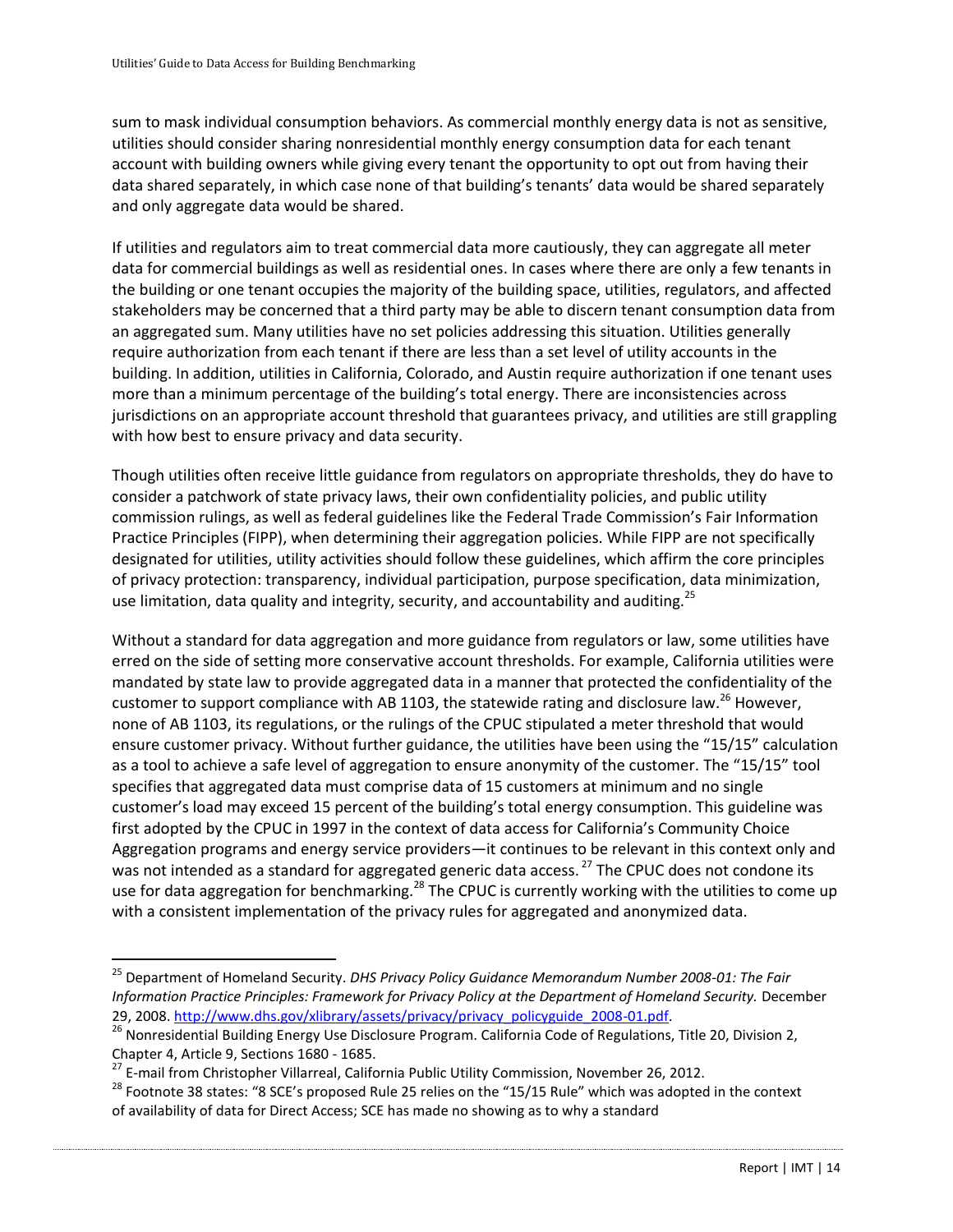sum to mask individual consumption behaviors. As commercial monthly energy data is not as sensitive, utilities should consider sharing nonresidential monthly energy consumption data for each tenant account with building owners while giving every tenant the opportunity to opt out from having their data shared separately, in which case none of that building's tenants' data would be shared separately and only aggregate data would be shared.

If utilities and regulators aim to treat commercial data more cautiously, they can aggregate all meter data for commercial buildings as well as residential ones. In cases where there are only a few tenants in the building or one tenant occupies the majority of the building space, utilities, regulators, and affected stakeholders may be concerned that a third party may be able to discern tenant consumption data from an aggregated sum. Many utilities have no set policies addressing this situation. Utilities generally require authorization from each tenant if there are less than a set level of utility accounts in the building. In addition, utilities in California, Colorado, and Austin require authorization if one tenant uses more than a minimum percentage of the building's total energy. There are inconsistencies across jurisdictions on an appropriate account threshold that guarantees privacy, and utilities are still grappling with how best to ensure privacy and data security.

Though utilities often receive little guidance from regulators on appropriate thresholds, they do have to consider a patchwork of state privacy laws, their own confidentiality policies, and public utility commission rulings, as well as federal guidelines like the Federal Trade Commission's Fair Information Practice Principles (FIPP), when determining their aggregation policies. While FIPP are not specifically designated for utilities, utility activities should follow these guidelines, which affirm the core principles of privacy protection: transparency, individual participation, purpose specification, data minimization, use limitation, data quality and integrity, security, and accountability and auditing.[25]

Without a standard for data aggregation and more guidance from regulators or law, some utilities have erred on the side of setting more conservative account thresholds. For example, California utilities were mandated by state law to provide aggregated data in a manner that protected the confidentiality of the customer to support compliance with AB 1103, the statewide rating and disclosure law.[26] However, none of AB 1103, its regulations, or the rulings of the CPUC stipulated a meter threshold that would ensure customer privacy. Without further guidance, the utilities have been using the "15/15" calculation as a tool to achieve a safe level of aggregation to ensure anonymity of the customer. The "15/15" tool specifies that aggregated data must comprise data of 15 customers at minimum and no single customer's load may exceed 15 percent of the building's total energy consumption. This guideline was first adopted by the CPUC in 1997 in the context of data access for California's Community Choice Aggregation programs and energy service providers—it continues to be relevant in this context only and was not intended as a standard for aggregated generic data access.[27] The CPUC does not condone its use for data aggregation for benchmarking.[28] The CPUC is currently working with the utilities to come up with a consistent implementation of the privacy rules for aggregated and anonymized data.

---

[25] Department of Homeland Security. *DHS Privacy Policy Guidance Memorandum Number 2008-01: The Fair Information Practice Principles: Framework for Privacy Policy at the Department of Homeland Security.* December 29, 2008. http://www.dhs.gov/xlibrary/assets/privacy/privacy_policyguide_2008-01.pdf.

[26] Nonresidential Building Energy Use Disclosure Program. California Code of Regulations, Title 20, Division 2, Chapter 4, Article 9, Sections 1680 - 1685.

[27] E-mail from Christopher Villarreal, California Public Utility Commission, November 26, 2012.

[28] Footnote 38 states: "8 SCE's proposed Rule 25 relies on the "15/15 Rule" which was adopted in the context of availability of data for Direct Access; SCE has made no showing as to why a standard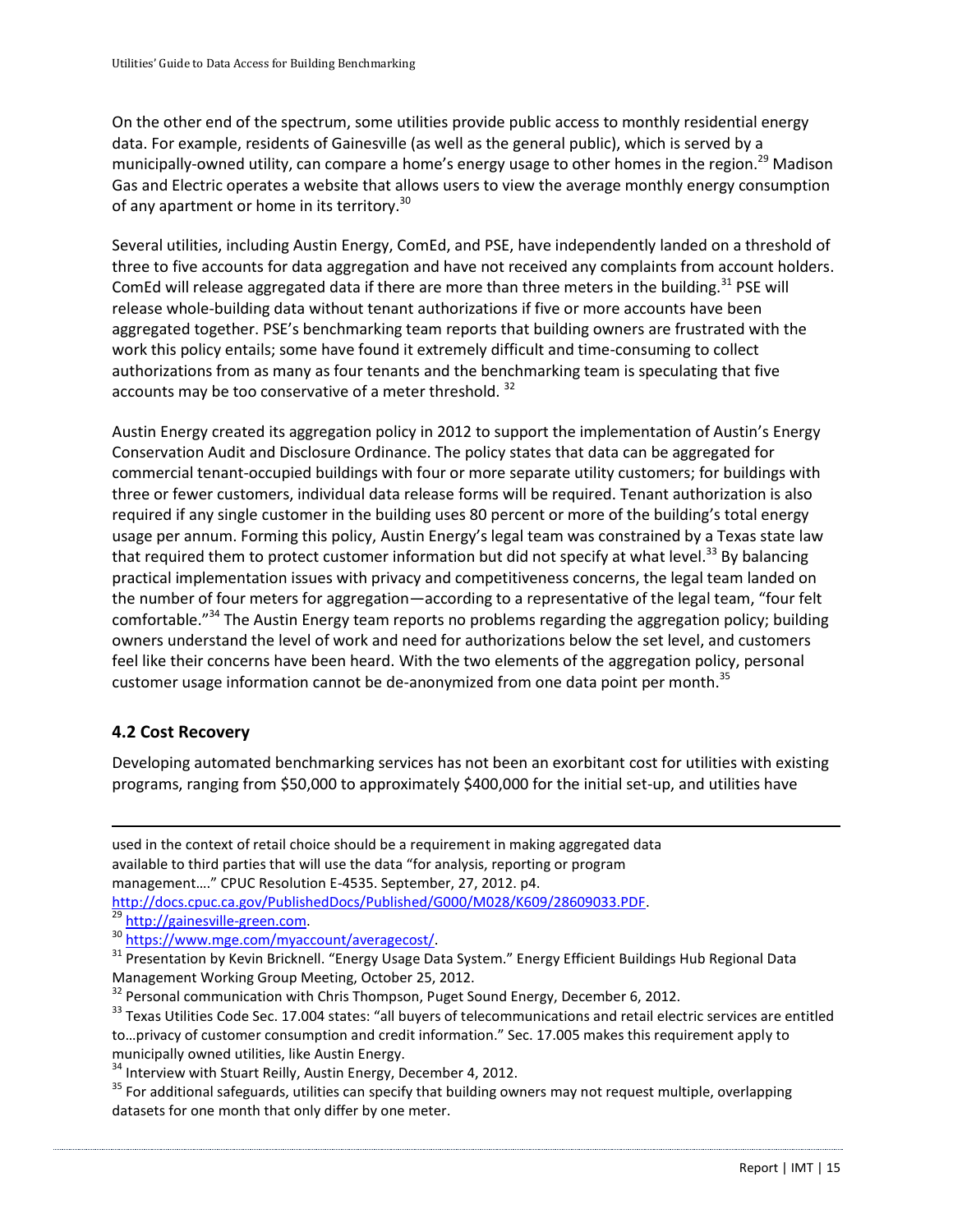On the other end of the spectrum, some utilities provide public access to monthly residential energy data. For example, residents of Gainesville (as well as the general public), which is served by a municipally-owned utility, can compare a home's energy usage to other homes in the region.[29] Madison Gas and Electric operates a website that allows users to view the average monthly energy consumption of any apartment or home in its territory.[30]

Several utilities, including Austin Energy, ComEd, and PSE, have independently landed on a threshold of three to five accounts for data aggregation and have not received any complaints from account holders. ComEd will release aggregated data if there are more than three meters in the building.[31] PSE will release whole-building data without tenant authorizations if five or more accounts have been aggregated together. PSE's benchmarking team reports that building owners are frustrated with the work this policy entails; some have found it extremely difficult and time-consuming to collect authorizations from as many as four tenants and the benchmarking team is speculating that five accounts may be too conservative of a meter threshold. [32]

Austin Energy created its aggregation policy in 2012 to support the implementation of Austin's Energy Conservation Audit and Disclosure Ordinance. The policy states that data can be aggregated for commercial tenant-occupied buildings with four or more separate utility customers; for buildings with three or fewer customers, individual data release forms will be required. Tenant authorization is also required if any single customer in the building uses 80 percent or more of the building's total energy usage per annum. Forming this policy, Austin Energy's legal team was constrained by a Texas state law that required them to protect customer information but did not specify at what level.[33] By balancing practical implementation issues with privacy and competitiveness concerns, the legal team landed on the number of four meters for aggregation—according to a representative of the legal team, "four felt comfortable."[34] The Austin Energy team reports no problems regarding the aggregation policy; building owners understand the level of work and need for authorizations below the set level, and customers feel like their concerns have been heard. With the two elements of the aggregation policy, personal customer usage information cannot be de-anonymized from one data point per month.[35]

## 4.2 Cost Recovery

Developing automated benchmarking services has not been an exorbitant cost for utilities with existing programs, ranging from $50,000 to approximately $400,000 for the initial set-up, and utilities have

---

used in the context of retail choice should be a requirement in making aggregated data available to third parties that will use the data "for analysis, reporting or program management…." CPUC Resolution E-4535. September, 27, 2012. p4. http://docs.cpuc.ca.gov/PublishedDocs/Published/G000/M028/K609/28609033.PDF.

[29] http://gainesville-green.com.

[30] https://www.mge.com/myaccount/averagecost/.

[31] Presentation by Kevin Bricknell. "Energy Usage Data System." Energy Efficient Buildings Hub Regional Data Management Working Group Meeting, October 25, 2012.

[32] Personal communication with Chris Thompson, Puget Sound Energy, December 6, 2012.

[33] Texas Utilities Code Sec. 17.004 states: "all buyers of telecommunications and retail electric services are entitled to…privacy of customer consumption and credit information." Sec. 17.005 makes this requirement apply to municipally owned utilities, like Austin Energy.

[34] Interview with Stuart Reilly, Austin Energy, December 4, 2012.

[35] For additional safeguards, utilities can specify that building owners may not request multiple, overlapping datasets for one month that only differ by one meter.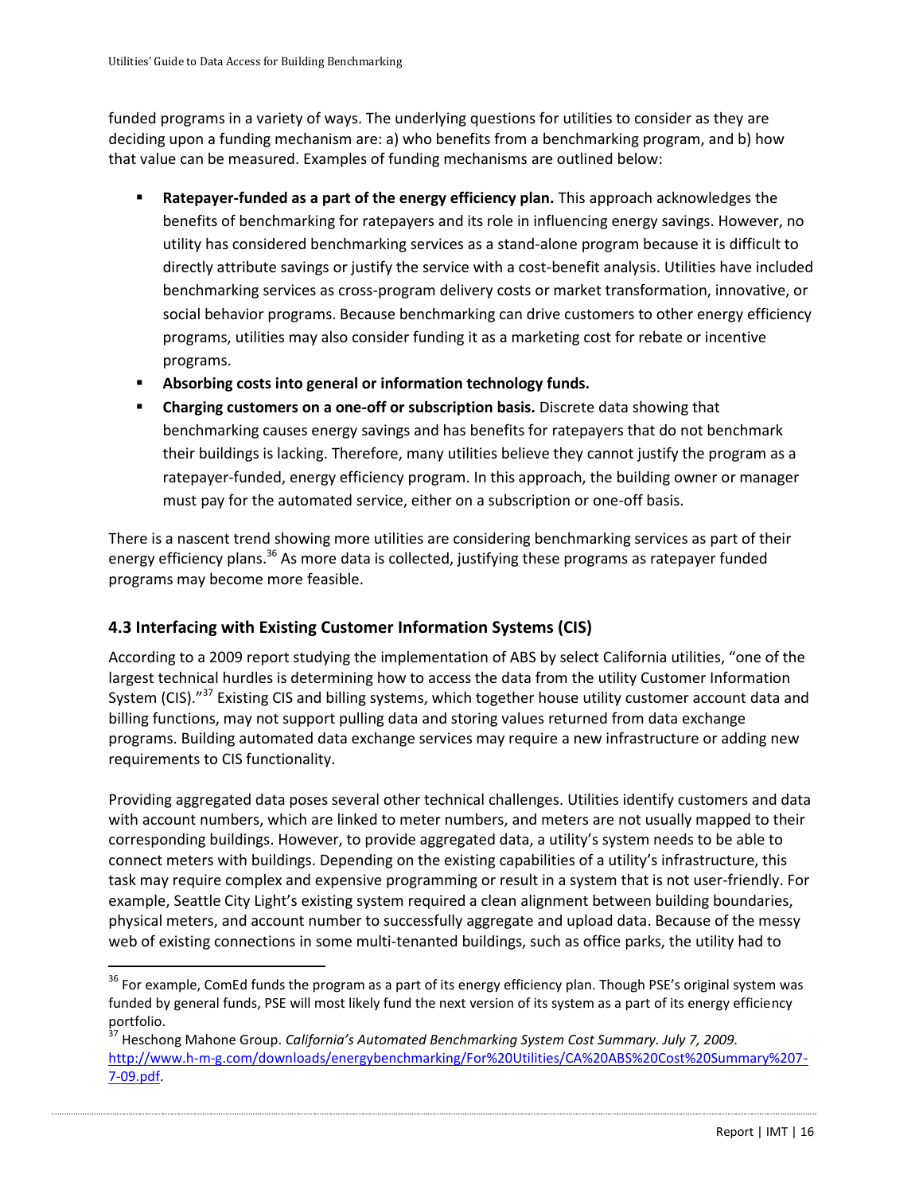funded programs in a variety of ways. The underlying questions for utilities to consider as they are deciding upon a funding mechanism are: a) who benefits from a benchmarking program, and b) how that value can be measured. Examples of funding mechanisms are outlined below:

- **Ratepayer-funded as a part of the energy efficiency plan.** This approach acknowledges the benefits of benchmarking for ratepayers and its role in influencing energy savings. However, no utility has considered benchmarking services as a stand-alone program because it is difficult to directly attribute savings or justify the service with a cost-benefit analysis. Utilities have included benchmarking services as cross-program delivery costs or market transformation, innovative, or social behavior programs. Because benchmarking can drive customers to other energy efficiency programs, utilities may also consider funding it as a marketing cost for rebate or incentive programs.
- **Absorbing costs into general or information technology funds.**
- **Charging customers on a one-off or subscription basis.** Discrete data showing that benchmarking causes energy savings and has benefits for ratepayers that do not benchmark their buildings is lacking. Therefore, many utilities believe they cannot justify the program as a ratepayer-funded, energy efficiency program. In this approach, the building owner or manager must pay for the automated service, either on a subscription or one-off basis.

There is a nascent trend showing more utilities are considering benchmarking services as part of their energy efficiency plans.[36] As more data is collected, justifying these programs as ratepayer funded programs may become more feasible.

## 4.3 Interfacing with Existing Customer Information Systems (CIS)

According to a 2009 report studying the implementation of ABS by select California utilities, "one of the largest technical hurdles is determining how to access the data from the utility Customer Information System (CIS)."[37] Existing CIS and billing systems, which together house utility customer account data and billing functions, may not support pulling data and storing values returned from data exchange programs. Building automated data exchange services may require a new infrastructure or adding new requirements to CIS functionality.

Providing aggregated data poses several other technical challenges. Utilities identify customers and data with account numbers, which are linked to meter numbers, and meters are not usually mapped to their corresponding buildings. However, to provide aggregated data, a utility's system needs to be able to connect meters with buildings. Depending on the existing capabilities of a utility's infrastructure, this task may require complex and expensive programming or result in a system that is not user-friendly. For example, Seattle City Light's existing system required a clean alignment between building boundaries, physical meters, and account number to successfully aggregate and upload data. Because of the messy web of existing connections in some multi-tenanted buildings, such as office parks, the utility had to

---

[36] For example, ComEd funds the program as a part of its energy efficiency plan. Though PSE's original system was funded by general funds, PSE will most likely fund the next version of its system as a part of its energy efficiency portfolio.

[37] Heschong Mahone Group. *California's Automated Benchmarking System Cost Summary. July 7, 2009.* http://www.h-m-g.com/downloads/energybenchmarking/For%20Utilities/CA%20ABS%20Cost%20Summary%207-7-09.pdf.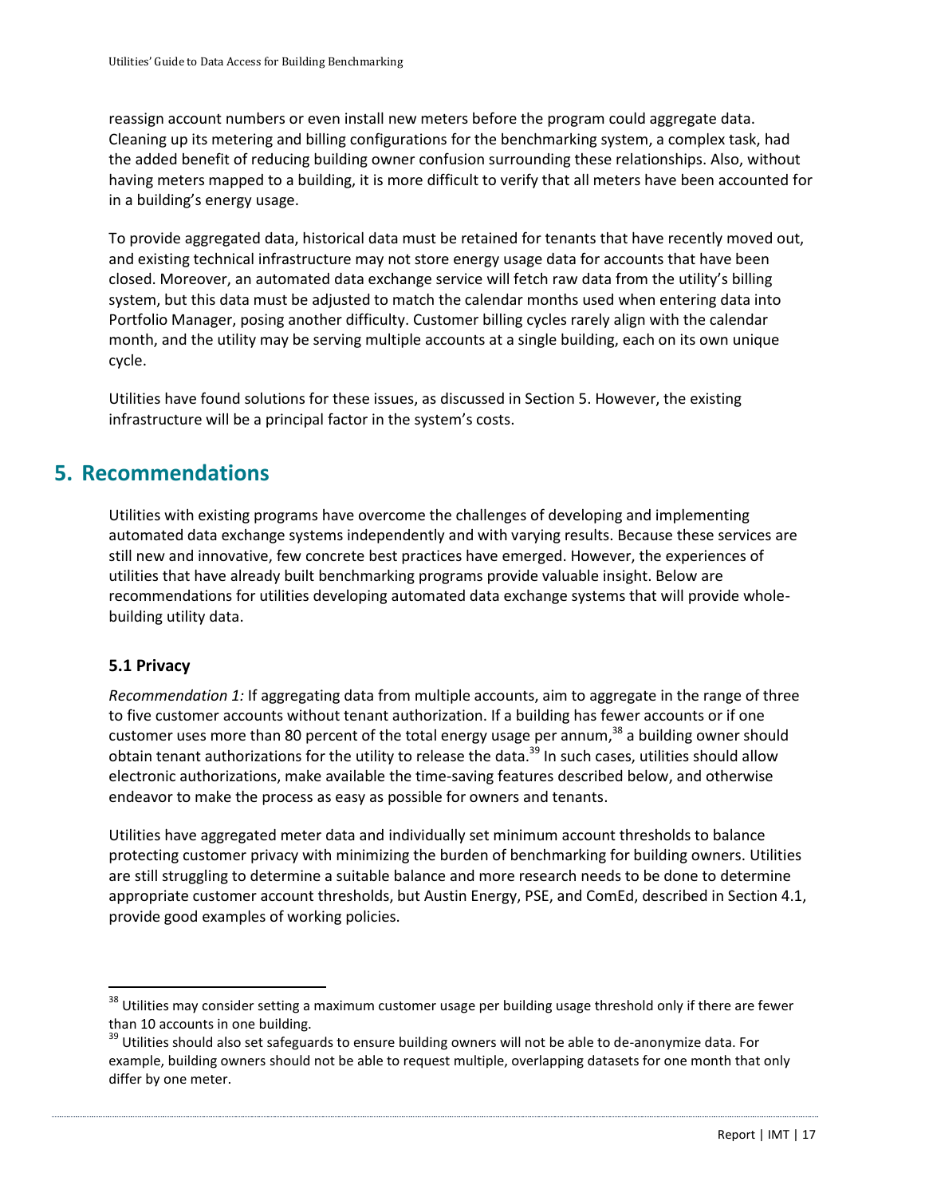reassign account numbers or even install new meters before the program could aggregate data. Cleaning up its metering and billing configurations for the benchmarking system, a complex task, had the added benefit of reducing building owner confusion surrounding these relationships. Also, without having meters mapped to a building, it is more difficult to verify that all meters have been accounted for in a building's energy usage.

To provide aggregated data, historical data must be retained for tenants that have recently moved out, and existing technical infrastructure may not store energy usage data for accounts that have been closed. Moreover, an automated data exchange service will fetch raw data from the utility's billing system, but this data must be adjusted to match the calendar months used when entering data into Portfolio Manager, posing another difficulty. Customer billing cycles rarely align with the calendar month, and the utility may be serving multiple accounts at a single building, each on its own unique cycle.

Utilities have found solutions for these issues, as discussed in Section 5. However, the existing infrastructure will be a principal factor in the system's costs.

# 5. Recommendations

Utilities with existing programs have overcome the challenges of developing and implementing automated data exchange systems independently and with varying results. Because these services are still new and innovative, few concrete best practices have emerged. However, the experiences of utilities that have already built benchmarking programs provide valuable insight. Below are recommendations for utilities developing automated data exchange systems that will provide whole-building utility data.

### 5.1 Privacy

*Recommendation 1:* If aggregating data from multiple accounts, aim to aggregate in the range of three to five customer accounts without tenant authorization. If a building has fewer accounts or if one customer uses more than 80 percent of the total energy usage per annum,[38] a building owner should obtain tenant authorizations for the utility to release the data.[39] In such cases, utilities should allow electronic authorizations, make available the time-saving features described below, and otherwise endeavor to make the process as easy as possible for owners and tenants.

Utilities have aggregated meter data and individually set minimum account thresholds to balance protecting customer privacy with minimizing the burden of benchmarking for building owners. Utilities are still struggling to determine a suitable balance and more research needs to be done to determine appropriate customer account thresholds, but Austin Energy, PSE, and ComEd, described in Section 4.1, provide good examples of working policies.

---

[38] Utilities may consider setting a maximum customer usage per building usage threshold only if there are fewer than 10 accounts in one building.

[39] Utilities should also set safeguards to ensure building owners will not be able to de-anonymize data. For example, building owners should not be able to request multiple, overlapping datasets for one month that only differ by one meter.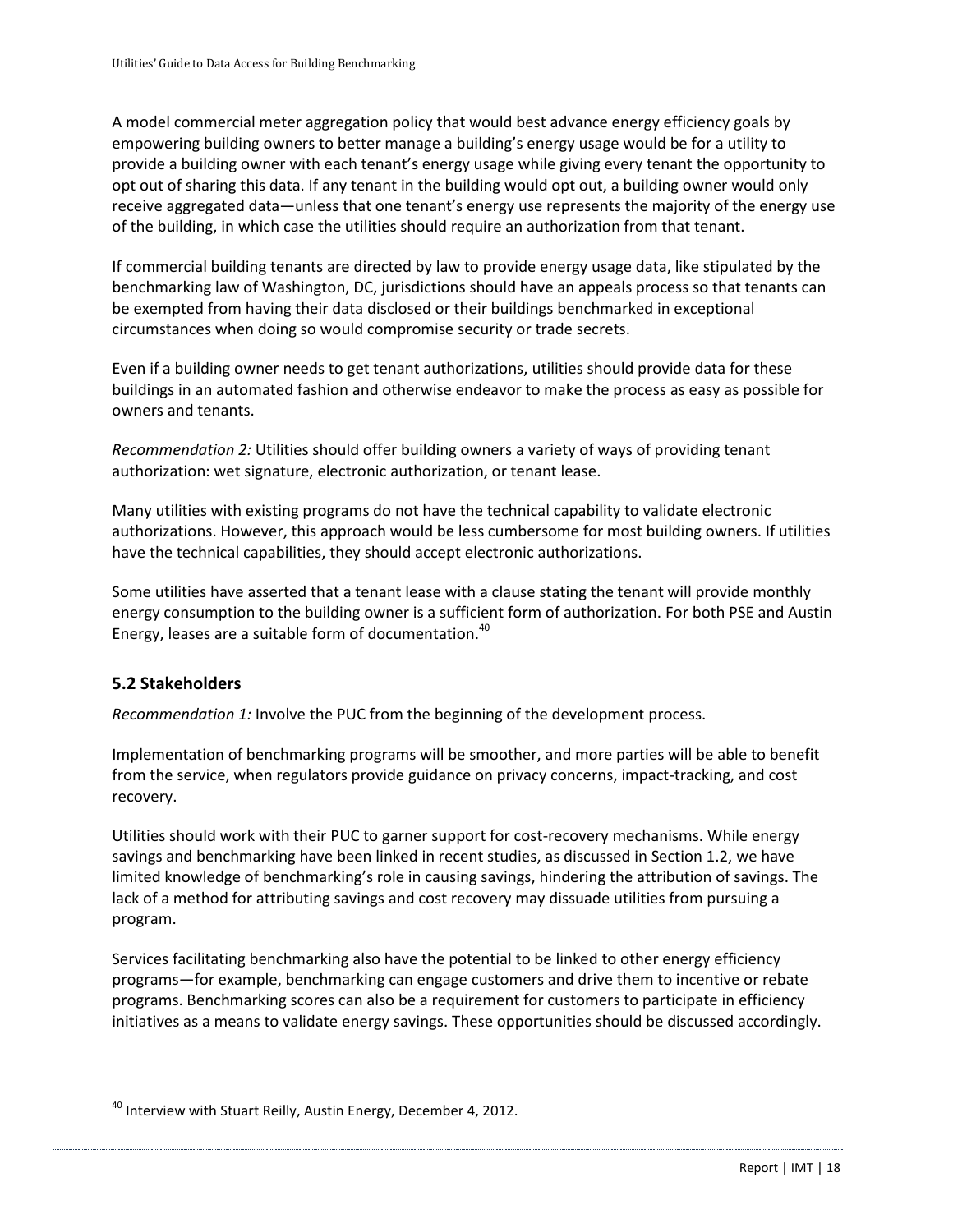A model commercial meter aggregation policy that would best advance energy efficiency goals by empowering building owners to better manage a building's energy usage would be for a utility to provide a building owner with each tenant's energy usage while giving every tenant the opportunity to opt out of sharing this data. If any tenant in the building would opt out, a building owner would only receive aggregated data—unless that one tenant's energy use represents the majority of the energy use of the building, in which case the utilities should require an authorization from that tenant.

If commercial building tenants are directed by law to provide energy usage data, like stipulated by the benchmarking law of Washington, DC, jurisdictions should have an appeals process so that tenants can be exempted from having their data disclosed or their buildings benchmarked in exceptional circumstances when doing so would compromise security or trade secrets.

Even if a building owner needs to get tenant authorizations, utilities should provide data for these buildings in an automated fashion and otherwise endeavor to make the process as easy as possible for owners and tenants.

*Recommendation 2:* Utilities should offer building owners a variety of ways of providing tenant authorization: wet signature, electronic authorization, or tenant lease.

Many utilities with existing programs do not have the technical capability to validate electronic authorizations. However, this approach would be less cumbersome for most building owners. If utilities have the technical capabilities, they should accept electronic authorizations.

Some utilities have asserted that a tenant lease with a clause stating the tenant will provide monthly energy consumption to the building owner is a sufficient form of authorization. For both PSE and Austin Energy, leases are a suitable form of documentation.[40]

## 5.2 Stakeholders

*Recommendation 1:* Involve the PUC from the beginning of the development process.

Implementation of benchmarking programs will be smoother, and more parties will be able to benefit from the service, when regulators provide guidance on privacy concerns, impact-tracking, and cost recovery.

Utilities should work with their PUC to garner support for cost-recovery mechanisms. While energy savings and benchmarking have been linked in recent studies, as discussed in Section 1.2, we have limited knowledge of benchmarking's role in causing savings, hindering the attribution of savings. The lack of a method for attributing savings and cost recovery may dissuade utilities from pursuing a program.

Services facilitating benchmarking also have the potential to be linked to other energy efficiency programs—for example, benchmarking can engage customers and drive them to incentive or rebate programs. Benchmarking scores can also be a requirement for customers to participate in efficiency initiatives as a means to validate energy savings. These opportunities should be discussed accordingly.

---

[40] Interview with Stuart Reilly, Austin Energy, December 4, 2012.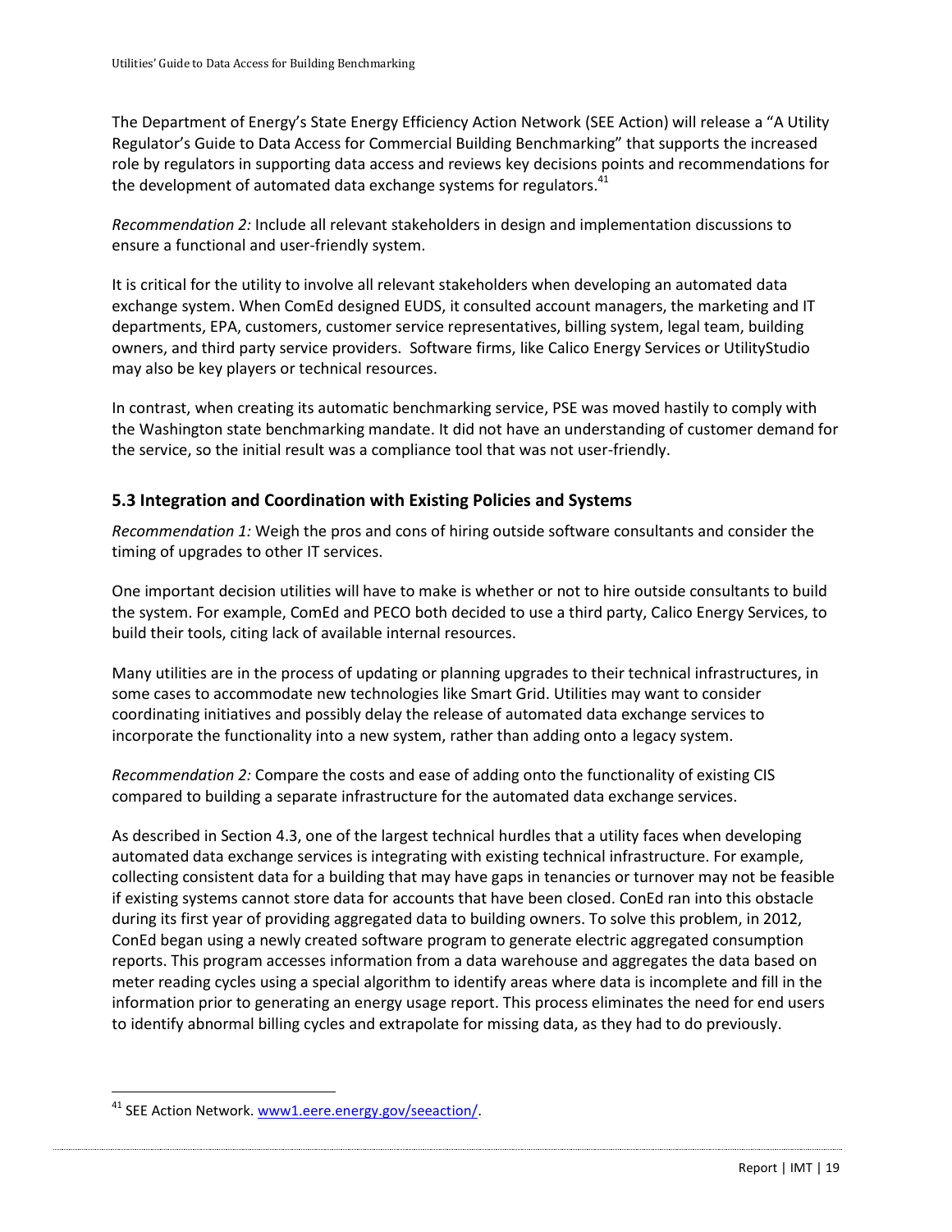The Department of Energy's State Energy Efficiency Action Network (SEE Action) will release a "A Utility Regulator's Guide to Data Access for Commercial Building Benchmarking" that supports the increased role by regulators in supporting data access and reviews key decisions points and recommendations for the development of automated data exchange systems for regulators.[41]

*Recommendation 2:* Include all relevant stakeholders in design and implementation discussions to ensure a functional and user-friendly system.

It is critical for the utility to involve all relevant stakeholders when developing an automated data exchange system. When ComEd designed EUDS, it consulted account managers, the marketing and IT departments, EPA, customers, customer service representatives, billing system, legal team, building owners, and third party service providers. Software firms, like Calico Energy Services or UtilityStudio may also be key players or technical resources.

In contrast, when creating its automatic benchmarking service, PSE was moved hastily to comply with the Washington state benchmarking mandate. It did not have an understanding of customer demand for the service, so the initial result was a compliance tool that was not user-friendly.

### 5.3 Integration and Coordination with Existing Policies and Systems

*Recommendation 1:* Weigh the pros and cons of hiring outside software consultants and consider the timing of upgrades to other IT services.

One important decision utilities will have to make is whether or not to hire outside consultants to build the system. For example, ComEd and PECO both decided to use a third party, Calico Energy Services, to build their tools, citing lack of available internal resources.

Many utilities are in the process of updating or planning upgrades to their technical infrastructures, in some cases to accommodate new technologies like Smart Grid. Utilities may want to consider coordinating initiatives and possibly delay the release of automated data exchange services to incorporate the functionality into a new system, rather than adding onto a legacy system.

*Recommendation 2:* Compare the costs and ease of adding onto the functionality of existing CIS compared to building a separate infrastructure for the automated data exchange services.

As described in Section 4.3, one of the largest technical hurdles that a utility faces when developing automated data exchange services is integrating with existing technical infrastructure. For example, collecting consistent data for a building that may have gaps in tenancies or turnover may not be feasible if existing systems cannot store data for accounts that have been closed. ConEd ran into this obstacle during its first year of providing aggregated data to building owners. To solve this problem, in 2012, ConEd began using a newly created software program to generate electric aggregated consumption reports. This program accesses information from a data warehouse and aggregates the data based on meter reading cycles using a special algorithm to identify areas where data is incomplete and fill in the information prior to generating an energy usage report. This process eliminates the need for end users to identify abnormal billing cycles and extrapolate for missing data, as they had to do previously.

---

[41] SEE Action Network. www1.eere.energy.gov/seeaction/.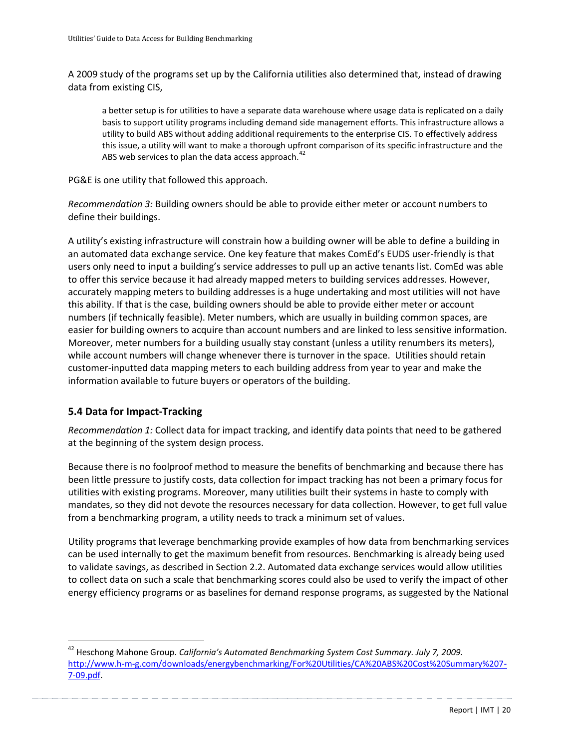A 2009 study of the programs set up by the California utilities also determined that, instead of drawing data from existing CIS,

> a better setup is for utilities to have a separate data warehouse where usage data is replicated on a daily basis to support utility programs including demand side management efforts. This infrastructure allows a utility to build ABS without adding additional requirements to the enterprise CIS. To effectively address this issue, a utility will want to make a thorough upfront comparison of its specific infrastructure and the ABS web services to plan the data access approach.[42]

PG&E is one utility that followed this approach.

*Recommendation 3:* Building owners should be able to provide either meter or account numbers to define their buildings.

A utility's existing infrastructure will constrain how a building owner will be able to define a building in an automated data exchange service. One key feature that makes ComEd's EUDS user-friendly is that users only need to input a building's service addresses to pull up an active tenants list. ComEd was able to offer this service because it had already mapped meters to building services addresses. However, accurately mapping meters to building addresses is a huge undertaking and most utilities will not have this ability. If that is the case, building owners should be able to provide either meter or account numbers (if technically feasible). Meter numbers, which are usually in building common spaces, are easier for building owners to acquire than account numbers and are linked to less sensitive information. Moreover, meter numbers for a building usually stay constant (unless a utility renumbers its meters), while account numbers will change whenever there is turnover in the space. Utilities should retain customer-inputted data mapping meters to each building address from year to year and make the information available to future buyers or operators of the building.

### 5.4 Data for Impact-Tracking

*Recommendation 1:* Collect data for impact tracking, and identify data points that need to be gathered at the beginning of the system design process.

Because there is no foolproof method to measure the benefits of benchmarking and because there has been little pressure to justify costs, data collection for impact tracking has not been a primary focus for utilities with existing programs. Moreover, many utilities built their systems in haste to comply with mandates, so they did not devote the resources necessary for data collection. However, to get full value from a benchmarking program, a utility needs to track a minimum set of values.

Utility programs that leverage benchmarking provide examples of how data from benchmarking services can be used internally to get the maximum benefit from resources. Benchmarking is already being used to validate savings, as described in Section 2.2. Automated data exchange services would allow utilities to collect data on such a scale that benchmarking scores could also be used to verify the impact of other energy efficiency programs or as baselines for demand response programs, as suggested by the National

[42] Heschong Mahone Group. *California's Automated Benchmarking System Cost Summary. July 7, 2009.* http://www.h-m-g.com/downloads/energybenchmarking/For%20Utilities/CA%20ABS%20Cost%20Summary%207-7-09.pdf.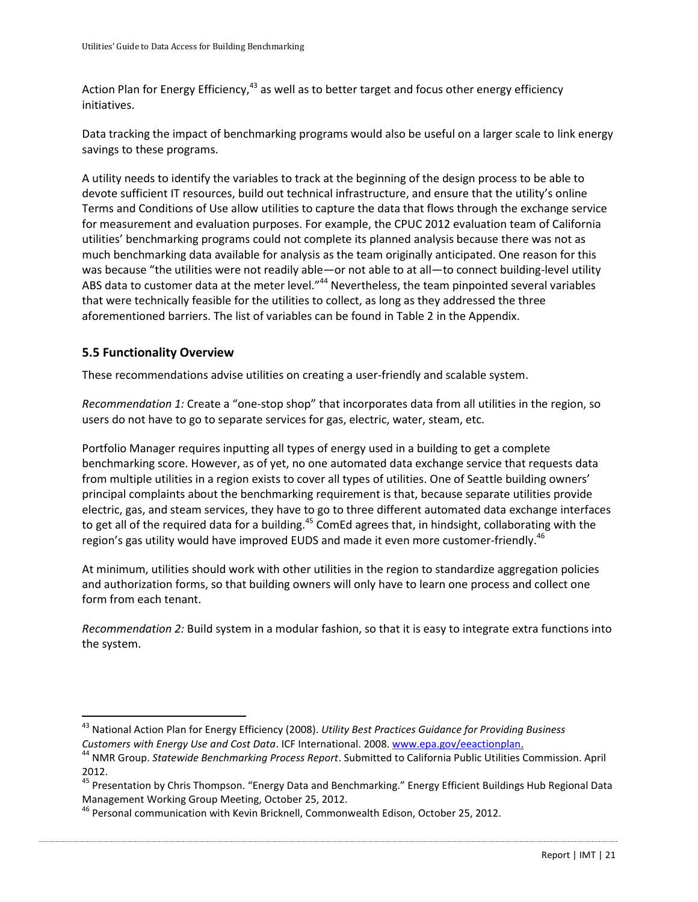Action Plan for Energy Efficiency,[43] as well as to better target and focus other energy efficiency initiatives.

Data tracking the impact of benchmarking programs would also be useful on a larger scale to link energy savings to these programs.

A utility needs to identify the variables to track at the beginning of the design process to be able to devote sufficient IT resources, build out technical infrastructure, and ensure that the utility's online Terms and Conditions of Use allow utilities to capture the data that flows through the exchange service for measurement and evaluation purposes. For example, the CPUC 2012 evaluation team of California utilities' benchmarking programs could not complete its planned analysis because there was not as much benchmarking data available for analysis as the team originally anticipated. One reason for this was because "the utilities were not readily able—or not able to at all—to connect building-level utility ABS data to customer data at the meter level."[44] Nevertheless, the team pinpointed several variables that were technically feasible for the utilities to collect, as long as they addressed the three aforementioned barriers. The list of variables can be found in Table 2 in the Appendix.

### 5.5 Functionality Overview

These recommendations advise utilities on creating a user-friendly and scalable system.

*Recommendation 1:* Create a "one-stop shop" that incorporates data from all utilities in the region, so users do not have to go to separate services for gas, electric, water, steam, etc.

Portfolio Manager requires inputting all types of energy used in a building to get a complete benchmarking score. However, as of yet, no one automated data exchange service that requests data from multiple utilities in a region exists to cover all types of utilities. One of Seattle building owners' principal complaints about the benchmarking requirement is that, because separate utilities provide electric, gas, and steam services, they have to go to three different automated data exchange interfaces to get all of the required data for a building.[45] ComEd agrees that, in hindsight, collaborating with the region's gas utility would have improved EUDS and made it even more customer-friendly.[46]

At minimum, utilities should work with other utilities in the region to standardize aggregation policies and authorization forms, so that building owners will only have to learn one process and collect one form from each tenant.

*Recommendation 2:* Build system in a modular fashion, so that it is easy to integrate extra functions into the system.

---

[43] National Action Plan for Energy Efficiency (2008). *Utility Best Practices Guidance for Providing Business Customers with Energy Use and Cost Data*. ICF International. 2008. www.epa.gov/eeactionplan.

[44] NMR Group. *Statewide Benchmarking Process Report*. Submitted to California Public Utilities Commission. April 2012.

[45] Presentation by Chris Thompson. "Energy Data and Benchmarking." Energy Efficient Buildings Hub Regional Data Management Working Group Meeting, October 25, 2012.

[46] Personal communication with Kevin Bricknell, Commonwealth Edison, October 25, 2012.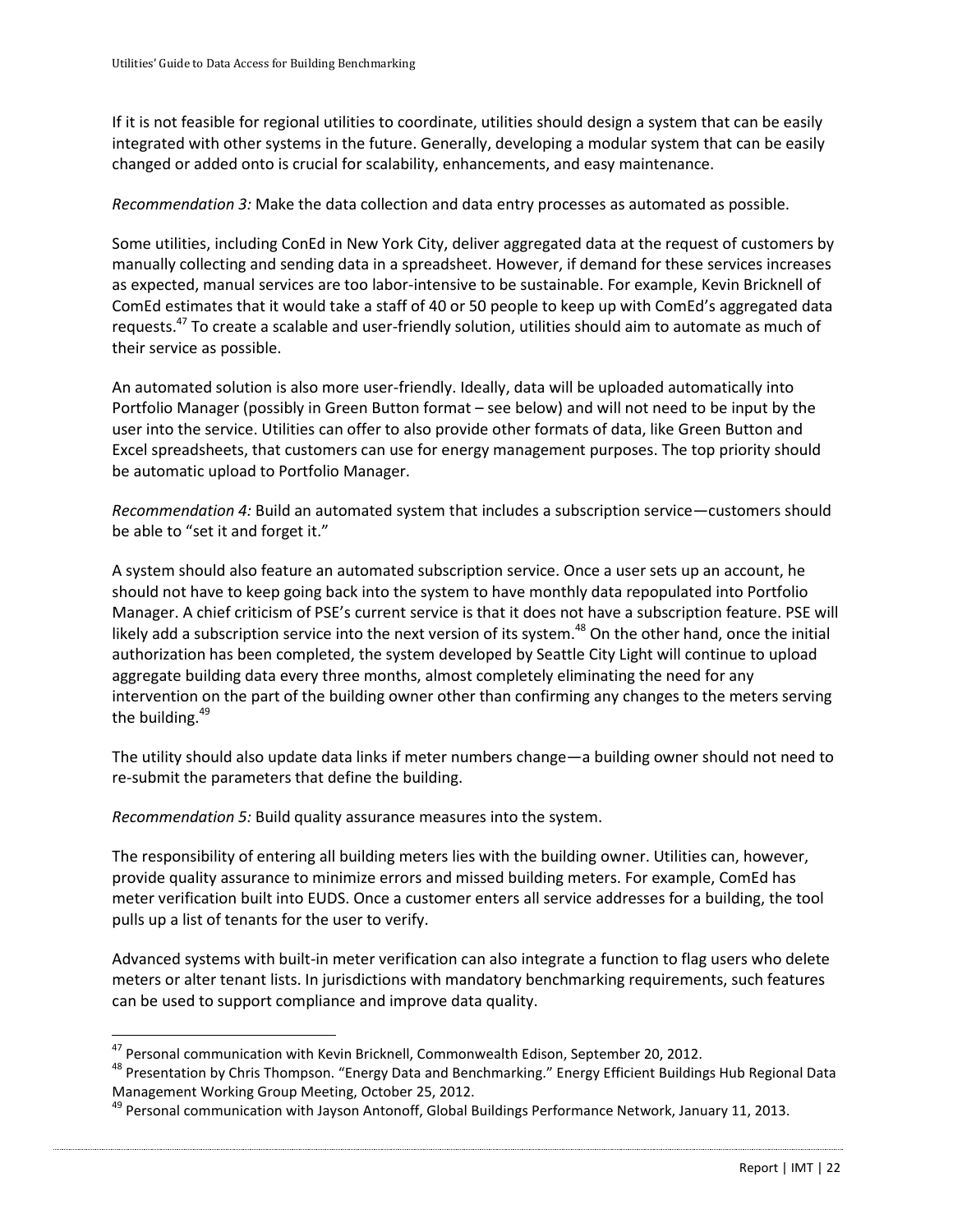If it is not feasible for regional utilities to coordinate, utilities should design a system that can be easily integrated with other systems in the future. Generally, developing a modular system that can be easily changed or added onto is crucial for scalability, enhancements, and easy maintenance.

*Recommendation 3:* Make the data collection and data entry processes as automated as possible.

Some utilities, including ConEd in New York City, deliver aggregated data at the request of customers by manually collecting and sending data in a spreadsheet. However, if demand for these services increases as expected, manual services are too labor-intensive to be sustainable. For example, Kevin Bricknell of ComEd estimates that it would take a staff of 40 or 50 people to keep up with ComEd's aggregated data requests.[47] To create a scalable and user-friendly solution, utilities should aim to automate as much of their service as possible.

An automated solution is also more user-friendly. Ideally, data will be uploaded automatically into Portfolio Manager (possibly in Green Button format – see below) and will not need to be input by the user into the service. Utilities can offer to also provide other formats of data, like Green Button and Excel spreadsheets, that customers can use for energy management purposes. The top priority should be automatic upload to Portfolio Manager.

*Recommendation 4:* Build an automated system that includes a subscription service—customers should be able to "set it and forget it."

A system should also feature an automated subscription service. Once a user sets up an account, he should not have to keep going back into the system to have monthly data repopulated into Portfolio Manager. A chief criticism of PSE's current service is that it does not have a subscription feature. PSE will likely add a subscription service into the next version of its system.[48] On the other hand, once the initial authorization has been completed, the system developed by Seattle City Light will continue to upload aggregate building data every three months, almost completely eliminating the need for any intervention on the part of the building owner other than confirming any changes to the meters serving the building.[49]

The utility should also update data links if meter numbers change—a building owner should not need to re-submit the parameters that define the building.

*Recommendation 5:* Build quality assurance measures into the system.

The responsibility of entering all building meters lies with the building owner. Utilities can, however, provide quality assurance to minimize errors and missed building meters. For example, ComEd has meter verification built into EUDS. Once a customer enters all service addresses for a building, the tool pulls up a list of tenants for the user to verify.

Advanced systems with built-in meter verification can also integrate a function to flag users who delete meters or alter tenant lists. In jurisdictions with mandatory benchmarking requirements, such features can be used to support compliance and improve data quality.

---

[47] Personal communication with Kevin Bricknell, Commonwealth Edison, September 20, 2012.

[48] Presentation by Chris Thompson. "Energy Data and Benchmarking." Energy Efficient Buildings Hub Regional Data Management Working Group Meeting, October 25, 2012.

[49] Personal communication with Jayson Antonoff, Global Buildings Performance Network, January 11, 2013.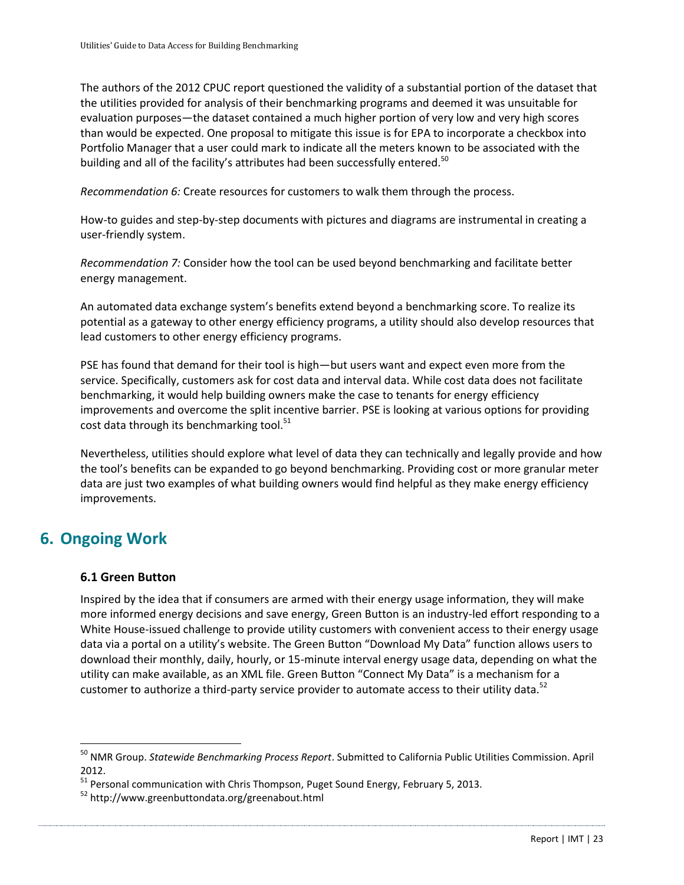The authors of the 2012 CPUC report questioned the validity of a substantial portion of the dataset that the utilities provided for analysis of their benchmarking programs and deemed it was unsuitable for evaluation purposes—the dataset contained a much higher portion of very low and very high scores than would be expected. One proposal to mitigate this issue is for EPA to incorporate a checkbox into Portfolio Manager that a user could mark to indicate all the meters known to be associated with the building and all of the facility's attributes had been successfully entered.[50]

*Recommendation 6:* Create resources for customers to walk them through the process.

How-to guides and step-by-step documents with pictures and diagrams are instrumental in creating a user-friendly system.

*Recommendation 7:* Consider how the tool can be used beyond benchmarking and facilitate better energy management.

An automated data exchange system's benefits extend beyond a benchmarking score. To realize its potential as a gateway to other energy efficiency programs, a utility should also develop resources that lead customers to other energy efficiency programs.

PSE has found that demand for their tool is high—but users want and expect even more from the service. Specifically, customers ask for cost data and interval data. While cost data does not facilitate benchmarking, it would help building owners make the case to tenants for energy efficiency improvements and overcome the split incentive barrier. PSE is looking at various options for providing cost data through its benchmarking tool.[51]

Nevertheless, utilities should explore what level of data they can technically and legally provide and how the tool's benefits can be expanded to go beyond benchmarking. Providing cost or more granular meter data are just two examples of what building owners would find helpful as they make energy efficiency improvements.

## 6. Ongoing Work

### 6.1 Green Button

Inspired by the idea that if consumers are armed with their energy usage information, they will make more informed energy decisions and save energy, Green Button is an industry-led effort responding to a White House-issued challenge to provide utility customers with convenient access to their energy usage data via a portal on a utility's website. The Green Button "Download My Data" function allows users to download their monthly, daily, hourly, or 15-minute interval energy usage data, depending on what the utility can make available, as an XML file. Green Button "Connect My Data" is a mechanism for a customer to authorize a third-party service provider to automate access to their utility data.[52]

---

[50] NMR Group. *Statewide Benchmarking Process Report*. Submitted to California Public Utilities Commission. April 2012.

[51] Personal communication with Chris Thompson, Puget Sound Energy, February 5, 2013.

[52] http://www.greenbuttondata.org/greenabout.html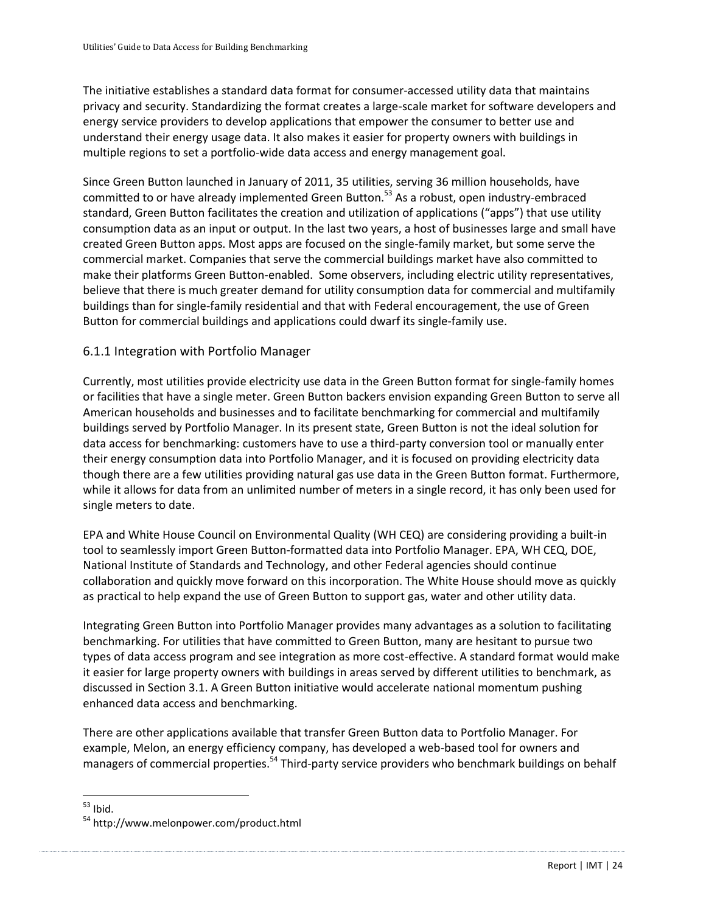The initiative establishes a standard data format for consumer-accessed utility data that maintains privacy and security. Standardizing the format creates a large-scale market for software developers and energy service providers to develop applications that empower the consumer to better use and understand their energy usage data. It also makes it easier for property owners with buildings in multiple regions to set a portfolio-wide data access and energy management goal.

Since Green Button launched in January of 2011, 35 utilities, serving 36 million households, have committed to or have already implemented Green Button.[53] As a robust, open industry-embraced standard, Green Button facilitates the creation and utilization of applications ("apps") that use utility consumption data as an input or output. In the last two years, a host of businesses large and small have created Green Button apps. Most apps are focused on the single-family market, but some serve the commercial market. Companies that serve the commercial buildings market have also committed to make their platforms Green Button-enabled. Some observers, including electric utility representatives, believe that there is much greater demand for utility consumption data for commercial and multifamily buildings than for single-family residential and that with Federal encouragement, the use of Green Button for commercial buildings and applications could dwarf its single-family use.

### 6.1.1 Integration with Portfolio Manager

Currently, most utilities provide electricity use data in the Green Button format for single-family homes or facilities that have a single meter. Green Button backers envision expanding Green Button to serve all American households and businesses and to facilitate benchmarking for commercial and multifamily buildings served by Portfolio Manager. In its present state, Green Button is not the ideal solution for data access for benchmarking: customers have to use a third-party conversion tool or manually enter their energy consumption data into Portfolio Manager, and it is focused on providing electricity data though there are a few utilities providing natural gas use data in the Green Button format. Furthermore, while it allows for data from an unlimited number of meters in a single record, it has only been used for single meters to date.

EPA and White House Council on Environmental Quality (WH CEQ) are considering providing a built-in tool to seamlessly import Green Button-formatted data into Portfolio Manager. EPA, WH CEQ, DOE, National Institute of Standards and Technology, and other Federal agencies should continue collaboration and quickly move forward on this incorporation. The White House should move as quickly as practical to help expand the use of Green Button to support gas, water and other utility data.

Integrating Green Button into Portfolio Manager provides many advantages as a solution to facilitating benchmarking. For utilities that have committed to Green Button, many are hesitant to pursue two types of data access program and see integration as more cost-effective. A standard format would make it easier for large property owners with buildings in areas served by different utilities to benchmark, as discussed in Section 3.1. A Green Button initiative would accelerate national momentum pushing enhanced data access and benchmarking.

There are other applications available that transfer Green Button data to Portfolio Manager. For example, Melon, an energy efficiency company, has developed a web-based tool for owners and managers of commercial properties.[54] Third-party service providers who benchmark buildings on behalf

---

[53] Ibid.

[54] http://www.melonpower.com/product.html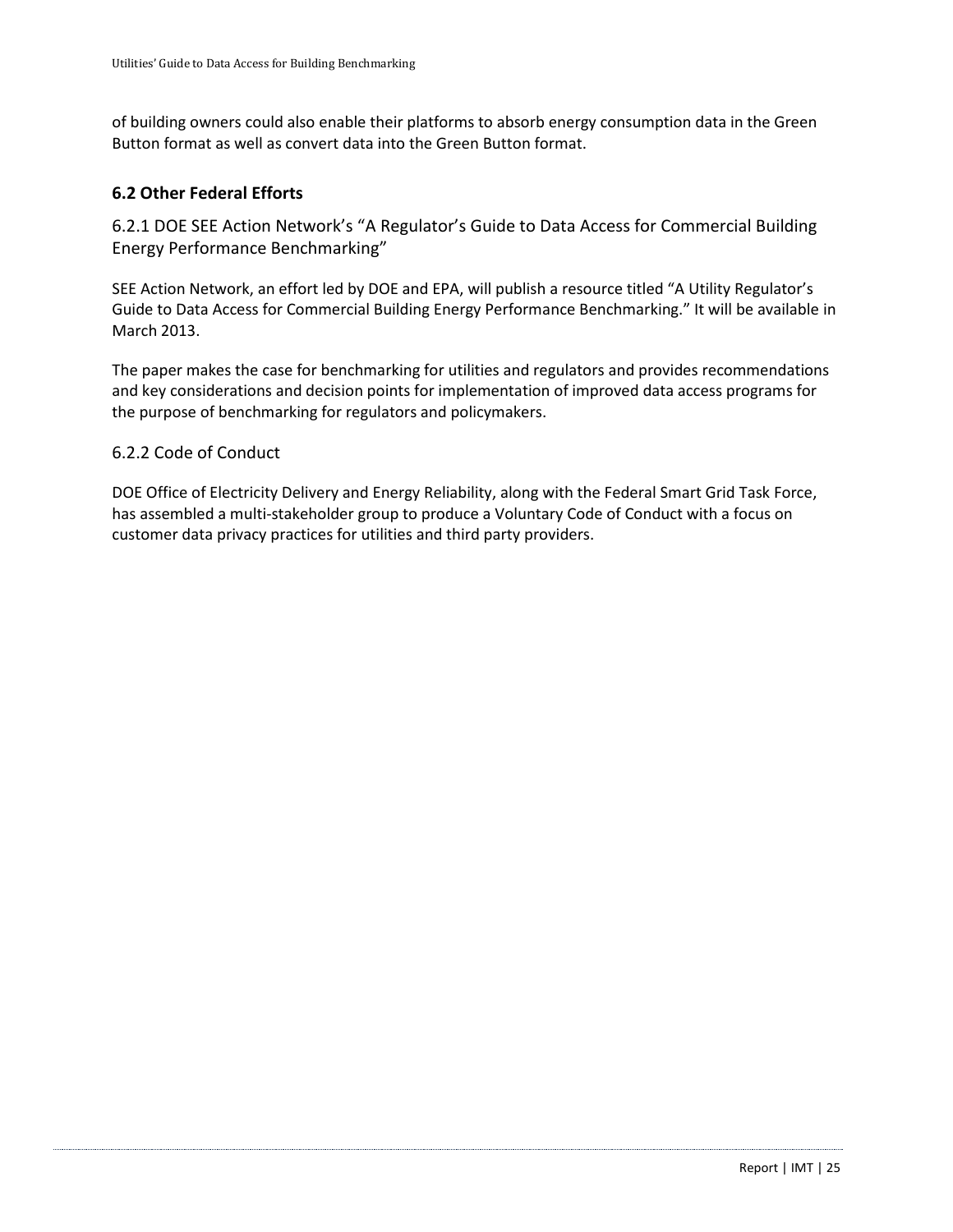of building owners could also enable their platforms to absorb energy consumption data in the Green Button format as well as convert data into the Green Button format.

## 6.2 Other Federal Efforts

### 6.2.1 DOE SEE Action Network's "A Regulator's Guide to Data Access for Commercial Building Energy Performance Benchmarking"

SEE Action Network, an effort led by DOE and EPA, will publish a resource titled "A Utility Regulator's Guide to Data Access for Commercial Building Energy Performance Benchmarking." It will be available in March 2013.

The paper makes the case for benchmarking for utilities and regulators and provides recommendations and key considerations and decision points for implementation of improved data access programs for the purpose of benchmarking for regulators and policymakers.

### 6.2.2 Code of Conduct

DOE Office of Electricity Delivery and Energy Reliability, along with the Federal Smart Grid Task Force, has assembled a multi-stakeholder group to produce a Voluntary Code of Conduct with a focus on customer data privacy practices for utilities and third party providers.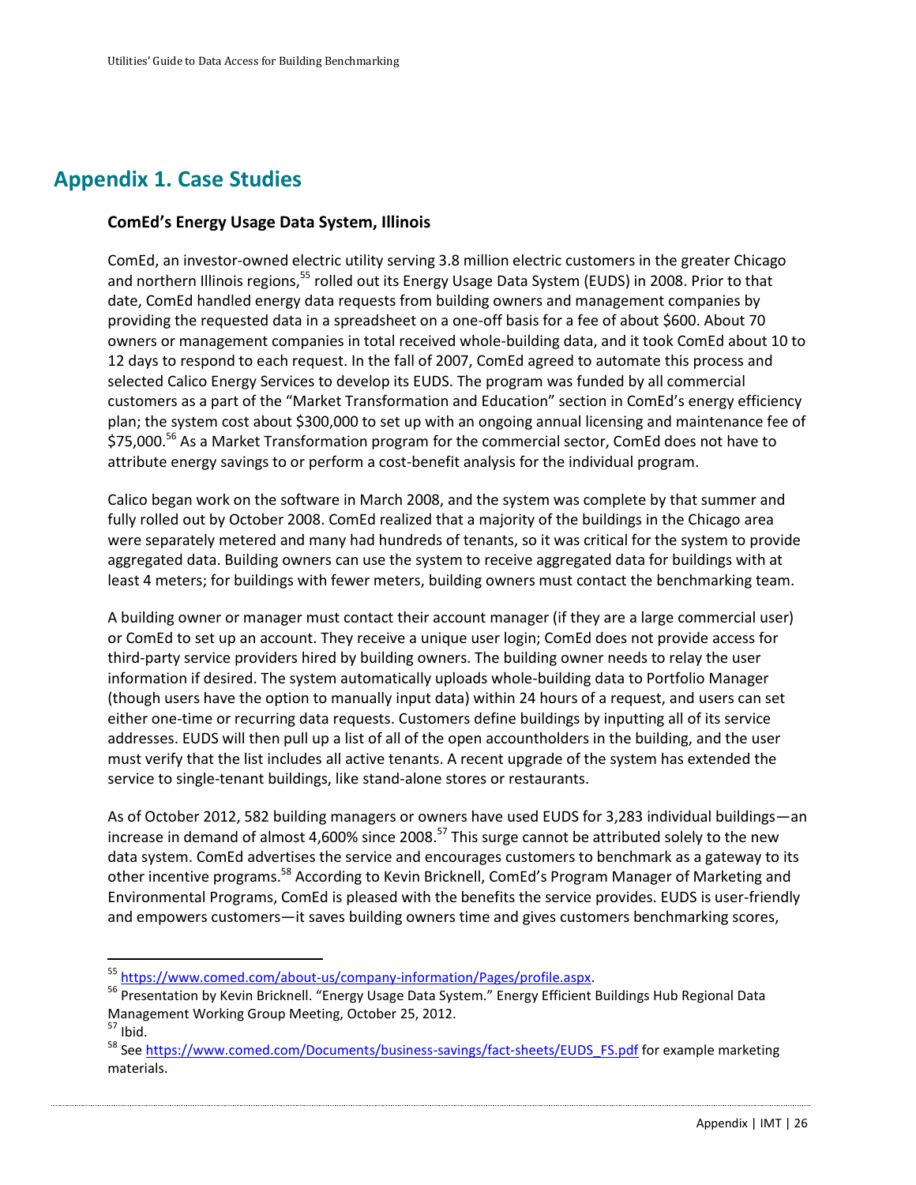# Appendix 1. Case Studies

### ComEd's Energy Usage Data System, Illinois

ComEd, an investor-owned electric utility serving 3.8 million electric customers in the greater Chicago and northern Illinois regions,[55] rolled out its Energy Usage Data System (EUDS) in 2008. Prior to that date, ComEd handled energy data requests from building owners and management companies by providing the requested data in a spreadsheet on a one-off basis for a fee of about $600. About 70 owners or management companies in total received whole-building data, and it took ComEd about 10 to 12 days to respond to each request. In the fall of 2007, ComEd agreed to automate this process and selected Calico Energy Services to develop its EUDS. The program was funded by all commercial customers as a part of the "Market Transformation and Education" section in ComEd's energy efficiency plan; the system cost about $300,000 to set up with an ongoing annual licensing and maintenance fee of $75,000.[56] As a Market Transformation program for the commercial sector, ComEd does not have to attribute energy savings to or perform a cost-benefit analysis for the individual program.

Calico began work on the software in March 2008, and the system was complete by that summer and fully rolled out by October 2008. ComEd realized that a majority of the buildings in the Chicago area were separately metered and many had hundreds of tenants, so it was critical for the system to provide aggregated data. Building owners can use the system to receive aggregated data for buildings with at least 4 meters; for buildings with fewer meters, building owners must contact the benchmarking team.

A building owner or manager must contact their account manager (if they are a large commercial user) or ComEd to set up an account. They receive a unique user login; ComEd does not provide access for third-party service providers hired by building owners. The building owner needs to relay the user information if desired. The system automatically uploads whole-building data to Portfolio Manager (though users have the option to manually input data) within 24 hours of a request, and users can set either one-time or recurring data requests. Customers define buildings by inputting all of its service addresses. EUDS will then pull up a list of all of the open accountholders in the building, and the user must verify that the list includes all active tenants. A recent upgrade of the system has extended the service to single-tenant buildings, like stand-alone stores or restaurants.

As of October 2012, 582 building managers or owners have used EUDS for 3,283 individual buildings—an increase in demand of almost 4,600% since 2008.[57] This surge cannot be attributed solely to the new data system. ComEd advertises the service and encourages customers to benchmark as a gateway to its other incentive programs.[58] According to Kevin Bricknell, ComEd's Program Manager of Marketing and Environmental Programs, ComEd is pleased with the benefits the service provides. EUDS is user-friendly and empowers customers—it saves building owners time and gives customers benchmarking scores,

---

[55] https://www.comed.com/about-us/company-information/Pages/profile.aspx.

[56] Presentation by Kevin Bricknell. "Energy Usage Data System." Energy Efficient Buildings Hub Regional Data Management Working Group Meeting, October 25, 2012.

[57] Ibid.

[58] See https://www.comed.com/Documents/business-savings/fact-sheets/EUDS_FS.pdf for example marketing materials.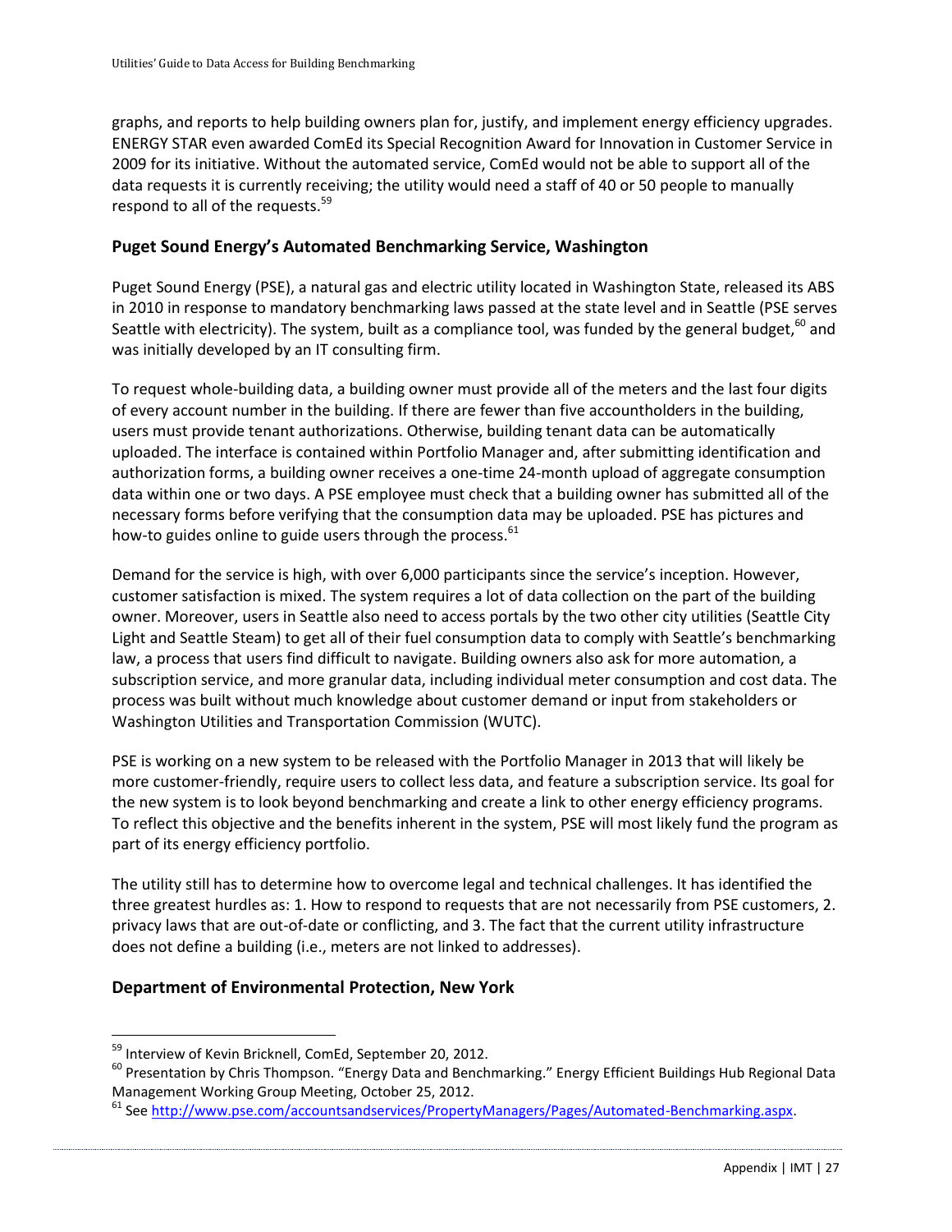graphs, and reports to help building owners plan for, justify, and implement energy efficiency upgrades. ENERGY STAR even awarded ComEd its Special Recognition Award for Innovation in Customer Service in 2009 for its initiative. Without the automated service, ComEd would not be able to support all of the data requests it is currently receiving; the utility would need a staff of 40 or 50 people to manually respond to all of the requests.[59]

### Puget Sound Energy's Automated Benchmarking Service, Washington

Puget Sound Energy (PSE), a natural gas and electric utility located in Washington State, released its ABS in 2010 in response to mandatory benchmarking laws passed at the state level and in Seattle (PSE serves Seattle with electricity). The system, built as a compliance tool, was funded by the general budget,[60] and was initially developed by an IT consulting firm.

To request whole-building data, a building owner must provide all of the meters and the last four digits of every account number in the building. If there are fewer than five accountholders in the building, users must provide tenant authorizations. Otherwise, building tenant data can be automatically uploaded. The interface is contained within Portfolio Manager and, after submitting identification and authorization forms, a building owner receives a one-time 24-month upload of aggregate consumption data within one or two days. A PSE employee must check that a building owner has submitted all of the necessary forms before verifying that the consumption data may be uploaded. PSE has pictures and how-to guides online to guide users through the process.[61]

Demand for the service is high, with over 6,000 participants since the service's inception. However, customer satisfaction is mixed. The system requires a lot of data collection on the part of the building owner. Moreover, users in Seattle also need to access portals by the two other city utilities (Seattle City Light and Seattle Steam) to get all of their fuel consumption data to comply with Seattle's benchmarking law, a process that users find difficult to navigate. Building owners also ask for more automation, a subscription service, and more granular data, including individual meter consumption and cost data. The process was built without much knowledge about customer demand or input from stakeholders or Washington Utilities and Transportation Commission (WUTC).

PSE is working on a new system to be released with the Portfolio Manager in 2013 that will likely be more customer-friendly, require users to collect less data, and feature a subscription service. Its goal for the new system is to look beyond benchmarking and create a link to other energy efficiency programs. To reflect this objective and the benefits inherent in the system, PSE will most likely fund the program as part of its energy efficiency portfolio.

The utility still has to determine how to overcome legal and technical challenges. It has identified the three greatest hurdles as: 1. How to respond to requests that are not necessarily from PSE customers, 2. privacy laws that are out-of-date or conflicting, and 3. The fact that the current utility infrastructure does not define a building (i.e., meters are not linked to addresses).

### Department of Environmental Protection, New York

---

[59] Interview of Kevin Bricknell, ComEd, September 20, 2012.

[60] Presentation by Chris Thompson. "Energy Data and Benchmarking." Energy Efficient Buildings Hub Regional Data Management Working Group Meeting, October 25, 2012.

[61] See http://www.pse.com/accountsandservices/PropertyManagers/Pages/Automated-Benchmarking.aspx.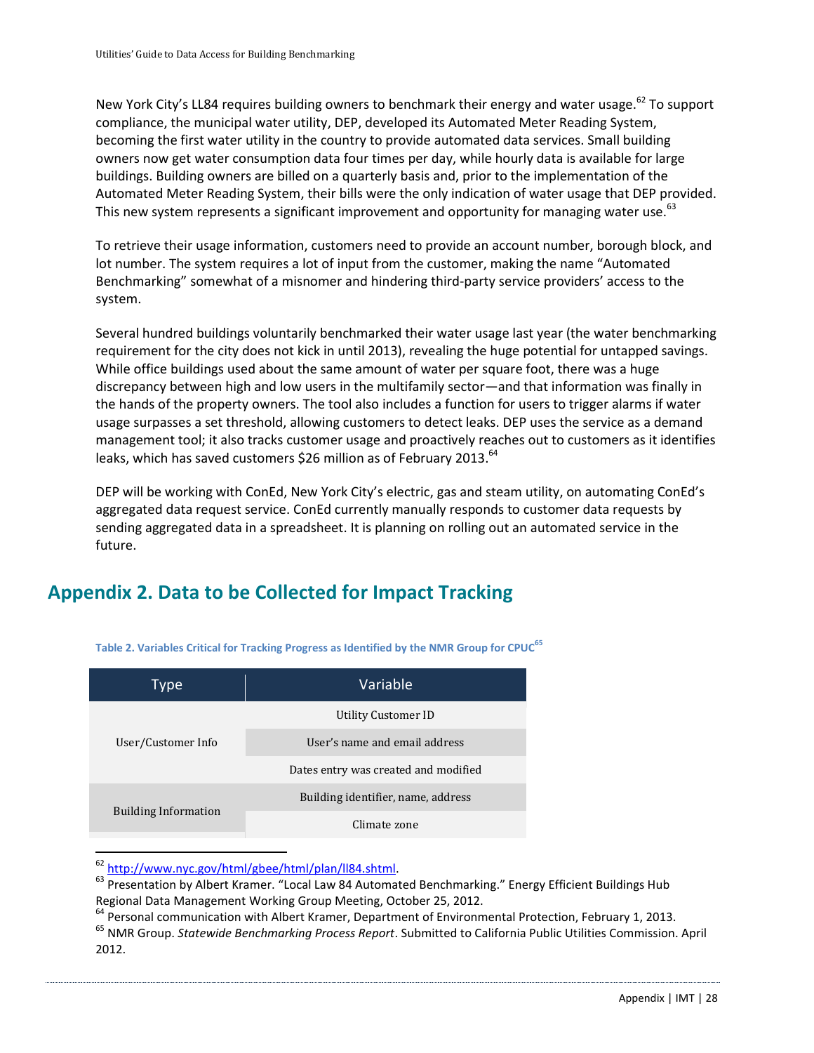New York City's LL84 requires building owners to benchmark their energy and water usage.[62] To support compliance, the municipal water utility, DEP, developed its Automated Meter Reading System, becoming the first water utility in the country to provide automated data services. Small building owners now get water consumption data four times per day, while hourly data is available for large buildings. Building owners are billed on a quarterly basis and, prior to the implementation of the Automated Meter Reading System, their bills were the only indication of water usage that DEP provided. This new system represents a significant improvement and opportunity for managing water use.[63]

To retrieve their usage information, customers need to provide an account number, borough block, and lot number. The system requires a lot of input from the customer, making the name "Automated Benchmarking" somewhat of a misnomer and hindering third-party service providers' access to the system.

Several hundred buildings voluntarily benchmarked their water usage last year (the water benchmarking requirement for the city does not kick in until 2013), revealing the huge potential for untapped savings. While office buildings used about the same amount of water per square foot, there was a huge discrepancy between high and low users in the multifamily sector—and that information was finally in the hands of the property owners. The tool also includes a function for users to trigger alarms if water usage surpasses a set threshold, allowing customers to detect leaks. DEP uses the service as a demand management tool; it also tracks customer usage and proactively reaches out to customers as it identifies leaks, which has saved customers $26 million as of February 2013.[64]

DEP will be working with ConEd, New York City's electric, gas and steam utility, on automating ConEd's aggregated data request service. ConEd currently manually responds to customer data requests by sending aggregated data in a spreadsheet. It is planning on rolling out an automated service in the future.

## Appendix 2. Data to be Collected for Impact Tracking

**Table 2. Variables Critical for Tracking Progress as Identified by the NMR Group for CPUC[65]**

| Type | Variable |
|---|---|
| User/Customer Info | Utility Customer ID |
| | User's name and email address |
| | Dates entry was created and modified |
| Building Information | Building identifier, name, address |
| | Climate zone |

[62] http://www.nyc.gov/html/gbee/html/plan/ll84.shtml.

[63] Presentation by Albert Kramer. "Local Law 84 Automated Benchmarking." Energy Efficient Buildings Hub Regional Data Management Working Group Meeting, October 25, 2012.

[64] Personal communication with Albert Kramer, Department of Environmental Protection, February 1, 2013.

[65] NMR Group. *Statewide Benchmarking Process Report*. Submitted to California Public Utilities Commission. April 2012.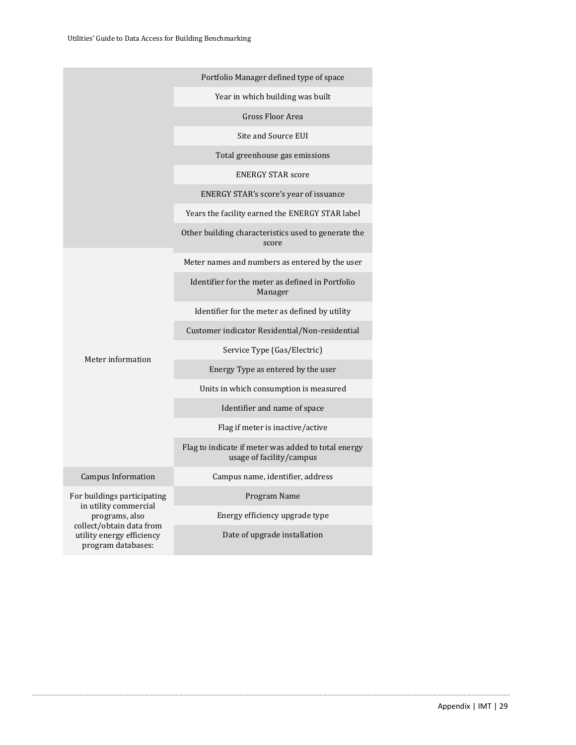| | |
|---|---|
| | Portfolio Manager defined type of space |
| | Year in which building was built |
| | Gross Floor Area |
| | Site and Source EUI |
| | Total greenhouse gas emissions |
| | ENERGY STAR score |
| | ENERGY STAR's score's year of issuance |
| | Years the facility earned the ENERGY STAR label |
| | Other building characteristics used to generate the score |
| Meter information | Meter names and numbers as entered by the user |
| | Identifier for the meter as defined in Portfolio Manager |
| | Identifier for the meter as defined by utility |
| | Customer indicator Residential/Non-residential |
| | Service Type (Gas/Electric) |
| | Energy Type as entered by the user |
| | Units in which consumption is measured |
| | Identifier and name of space |
| | Flag if meter is inactive/active |
| | Flag to indicate if meter was added to total energy usage of facility/campus |
| Campus Information | Campus name, identifier, address |
| For buildings participating in utility commercial programs, also collect/obtain data from utility energy efficiency program databases: | Program Name |
| | Energy efficiency upgrade type |
| | Date of upgrade installation |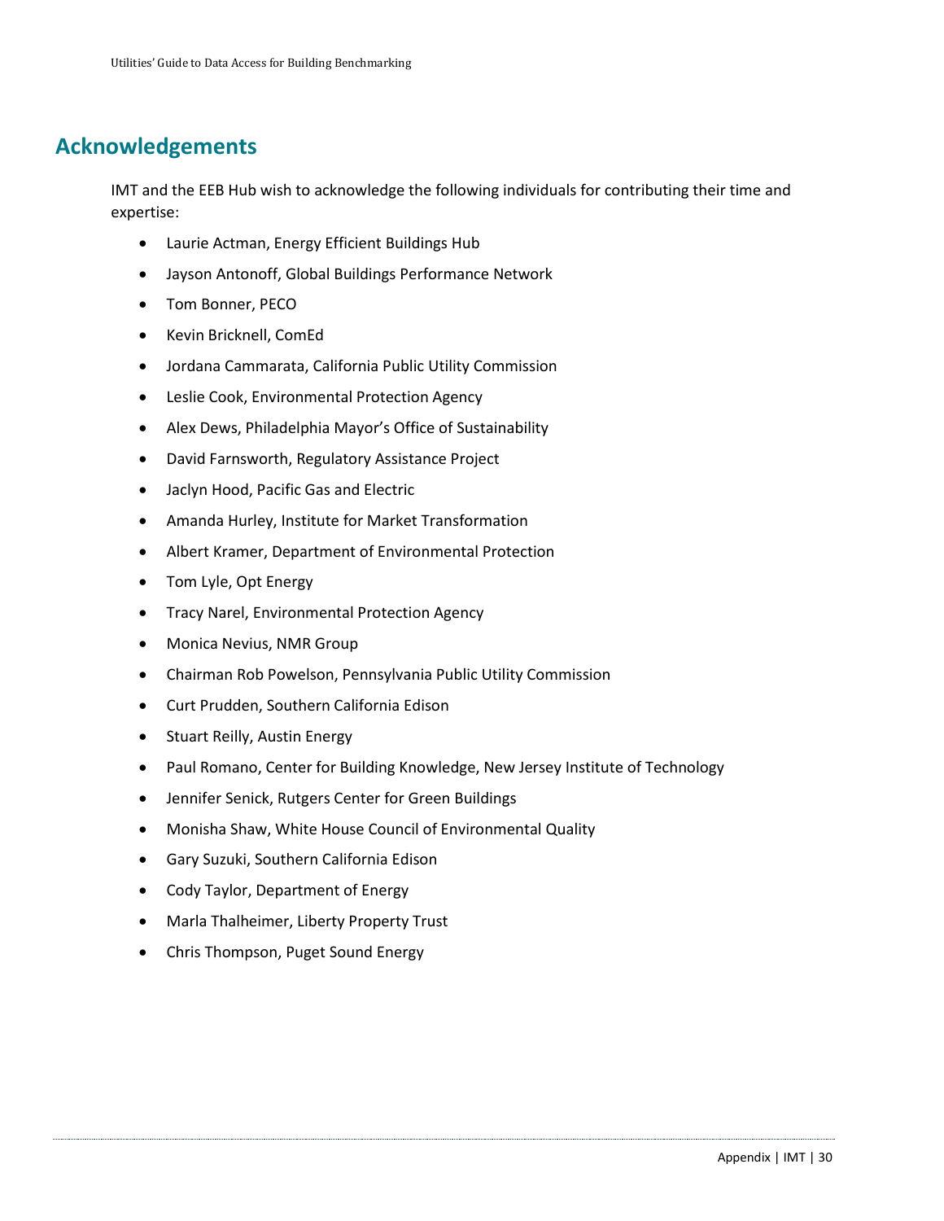## Acknowledgements

IMT and the EEB Hub wish to acknowledge the following individuals for contributing their time and expertise:

- Laurie Actman, Energy Efficient Buildings Hub
- Jayson Antonoff, Global Buildings Performance Network
- Tom Bonner, PECO
- Kevin Bricknell, ComEd
- Jordana Cammarata, California Public Utility Commission
- Leslie Cook, Environmental Protection Agency
- Alex Dews, Philadelphia Mayor's Office of Sustainability
- David Farnsworth, Regulatory Assistance Project
- Jaclyn Hood, Pacific Gas and Electric
- Amanda Hurley, Institute for Market Transformation
- Albert Kramer, Department of Environmental Protection
- Tom Lyle, Opt Energy
- Tracy Narel, Environmental Protection Agency
- Monica Nevius, NMR Group
- Chairman Rob Powelson, Pennsylvania Public Utility Commission
- Curt Prudden, Southern California Edison
- Stuart Reilly, Austin Energy
- Paul Romano, Center for Building Knowledge, New Jersey Institute of Technology
- Jennifer Senick, Rutgers Center for Green Buildings
- Monisha Shaw, White House Council of Environmental Quality
- Gary Suzuki, Southern California Edison
- Cody Taylor, Department of Energy
- Marla Thalheimer, Liberty Property Trust
- Chris Thompson, Puget Sound Energy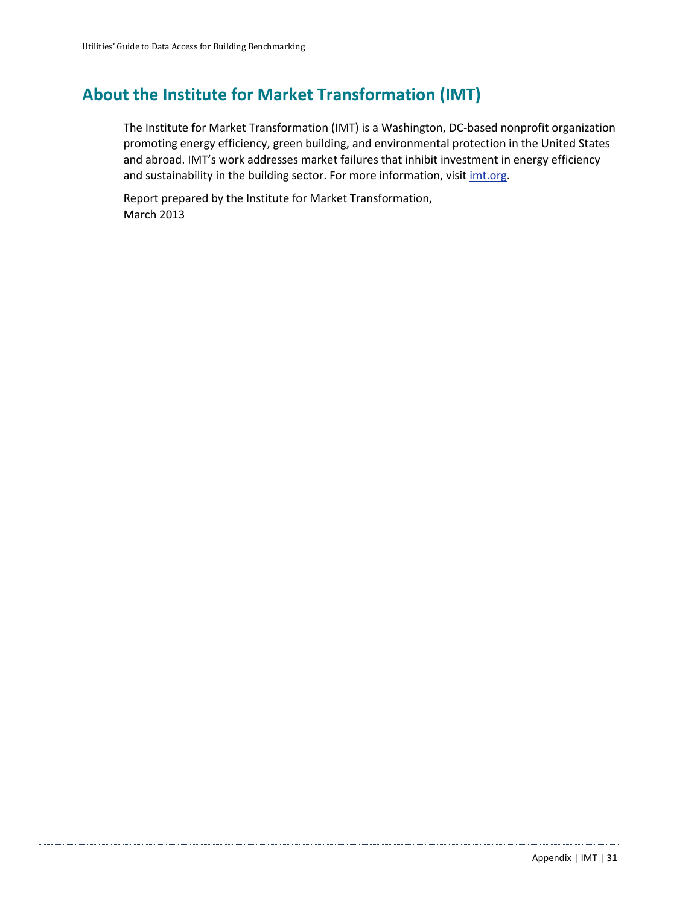## About the Institute for Market Transformation (IMT)

The Institute for Market Transformation (IMT) is a Washington, DC-based nonprofit organization promoting energy efficiency, green building, and environmental protection in the United States and abroad. IMT's work addresses market failures that inhibit investment in energy efficiency and sustainability in the building sector. For more information, visit [imt.org](imt.org).

Report prepared by the Institute for Market Transformation,
March 2013